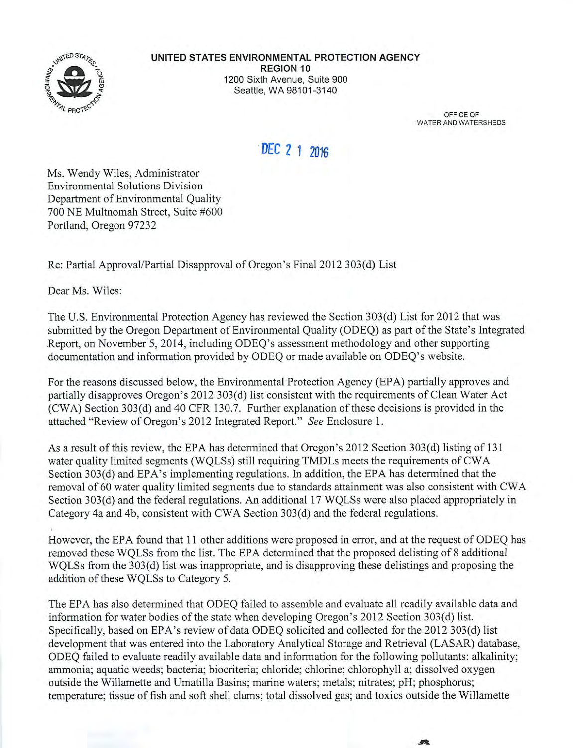**UNITED STATES ENVIRONMENTAL PROTECTION AGENCY**
**REGION 10**
1200 Sixth Avenue, Suite 900
Seattle, WA 98101-3140

OFFICE OF
WATER AND WATERSHEDS

DEC 21 2016

Ms. Wendy Wiles, Administrator
Environmental Solutions Division
Department of Environmental Quality
700 NE Multnomah Street, Suite #600
Portland, Oregon 97232

Re: Partial Approval/Partial Disapproval of Oregon's Final 2012 303(d) List

Dear Ms. Wiles:

The U.S. Environmental Protection Agency has reviewed the Section 303(d) List for 2012 that was submitted by the Oregon Department of Environmental Quality (ODEQ) as part of the State's Integrated Report, on November 5, 2014, including ODEQ's assessment methodology and other supporting documentation and information provided by ODEQ or made available on ODEQ's website.

For the reasons discussed below, the Environmental Protection Agency (EPA) partially approves and partially disapproves Oregon's 2012 303(d) list consistent with the requirements of Clean Water Act (CWA) Section 303(d) and 40 CFR 130.7. Further explanation of these decisions is provided in the attached "Review of Oregon's 2012 Integrated Report." *See* Enclosure 1.

As a result of this review, the EPA has determined that Oregon's 2012 Section 303(d) listing of 131 water quality limited segments (WQLSs) still requiring TMDLs meets the requirements of CWA Section 303(d) and EPA's implementing regulations. In addition, the EPA has determined that the removal of 60 water quality limited segments due to standards attainment was also consistent with CWA Section 303(d) and the federal regulations. An additional 17 WQLSs were also placed appropriately in Category 4a and 4b, consistent with CWA Section 303(d) and the federal regulations.

However, the EPA found that 11 other additions were proposed in error, and at the request of ODEQ has removed these WQLSs from the list. The EPA determined that the proposed delisting of 8 additional WQLSs from the 303(d) list was inappropriate, and is disapproving these delistings and proposing the addition of these WQLSs to Category 5.

The EPA has also determined that ODEQ failed to assemble and evaluate all readily available data and information for water bodies of the state when developing Oregon's 2012 Section 303(d) list. Specifically, based on EPA's review of data ODEQ solicited and collected for the 2012 303(d) list development that was entered into the Laboratory Analytical Storage and Retrieval (LASAR) database, ODEQ failed to evaluate readily available data and information for the following pollutants: alkalinity; ammonia; aquatic weeds; bacteria; biocriteria; chloride; chlorine; chlorophyll a; dissolved oxygen outside the Willamette and Umatilla Basins; marine waters; metals; nitrates; pH; phosphorus; temperature; tissue of fish and soft shell clams; total dissolved gas; and toxics outside the Willamette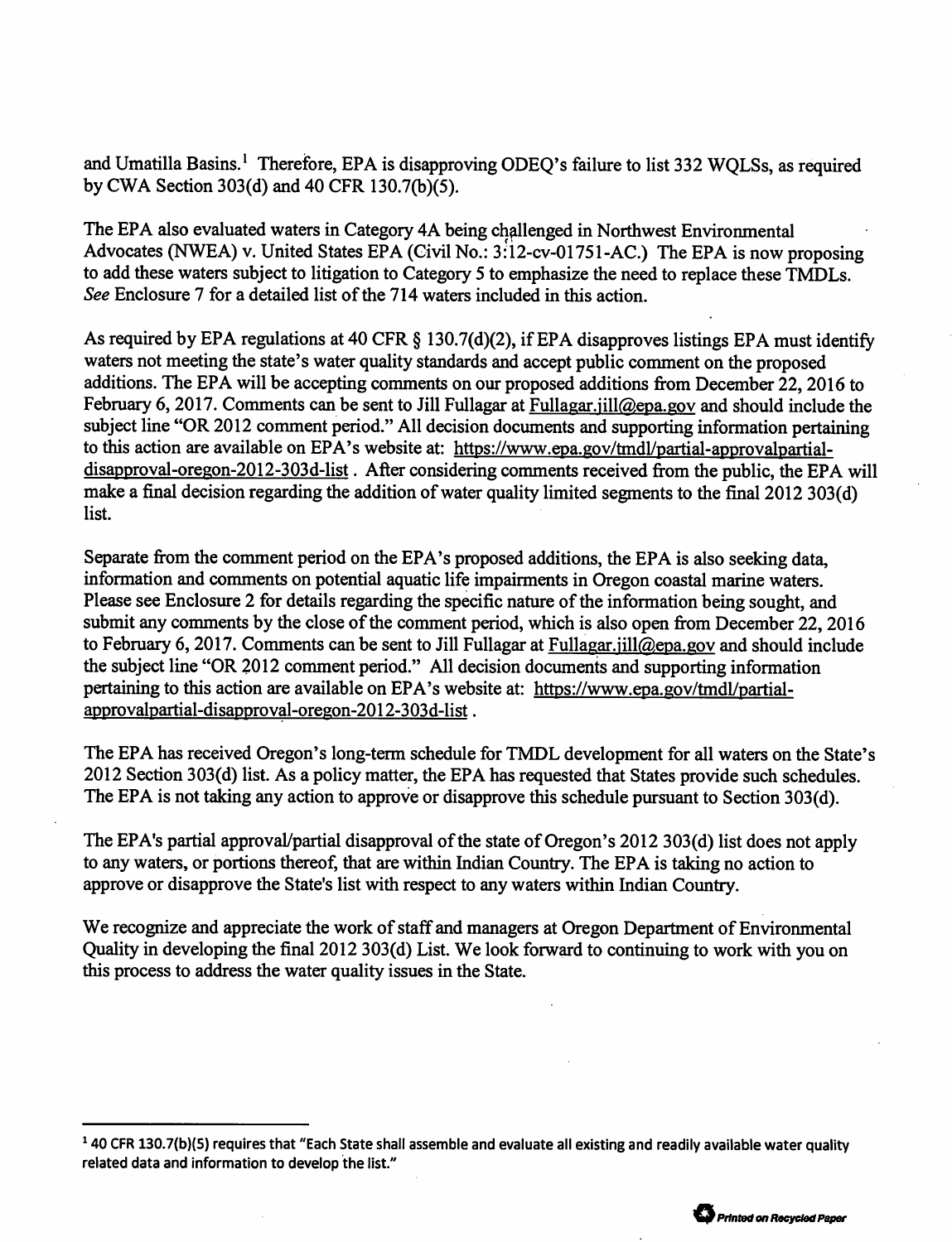and Umatilla Basins.[1] Therefore, EPA is disapproving ODEQ's failure to list 332 WQLSs, as required by CWA Section 303(d) and 40 CFR 130.7(b)(5).

The EPA also evaluated waters in Category 4A being challenged in Northwest Environmental Advocates (NWEA) v. United States EPA (Civil No.: 3:12-cv-01751-AC.) The EPA is now proposing to add these waters subject to litigation to Category 5 to emphasize the need to replace these TMDLs. *See* Enclosure 7 for a detailed list of the 714 waters included in this action.

As required by EPA regulations at 40 CFR § 130.7(d)(2), if EPA disapproves listings EPA must identify waters not meeting the state's water quality standards and accept public comment on the proposed additions. The EPA will be accepting comments on our proposed additions from December 22, 2016 to February 6, 2017. Comments can be sent to Jill Fullagar at Fullagar.jill@epa.gov and should include the subject line "OR 2012 comment period." All decision documents and supporting information pertaining to this action are available on EPA's website at: https://www.epa.gov/tmdl/partial-approvalpartial-disapproval-oregon-2012-303d-list . After considering comments received from the public, the EPA will make a final decision regarding the addition of water quality limited segments to the final 2012 303(d) list.

Separate from the comment period on the EPA's proposed additions, the EPA is also seeking data, information and comments on potential aquatic life impairments in Oregon coastal marine waters. Please see Enclosure 2 for details regarding the specific nature of the information being sought, and submit any comments by the close of the comment period, which is also open from December 22, 2016 to February 6, 2017. Comments can be sent to Jill Fullagar at Fullagar.jill@epa.gov and should include the subject line "OR 2012 comment period." All decision documents and supporting information pertaining to this action are available on EPA's website at: https://www.epa.gov/tmdl/partial-approvalpartial-disapproval-oregon-2012-303d-list .

The EPA has received Oregon's long-term schedule for TMDL development for all waters on the State's 2012 Section 303(d) list. As a policy matter, the EPA has requested that States provide such schedules. The EPA is not taking any action to approve or disapprove this schedule pursuant to Section 303(d).

The EPA's partial approval/partial disapproval of the state of Oregon's 2012 303(d) list does not apply to any waters, or portions thereof, that are within Indian Country. The EPA is taking no action to approve or disapprove the State's list with respect to any waters within Indian Country.

We recognize and appreciate the work of staff and managers at Oregon Department of Environmental Quality in developing the final 2012 303(d) List. We look forward to continuing to work with you on this process to address the water quality issues in the State.

---

[1] 40 CFR 130.7(b)(5) requires that "Each State shall assemble and evaluate all existing and readily available water quality related data and information to develop the list."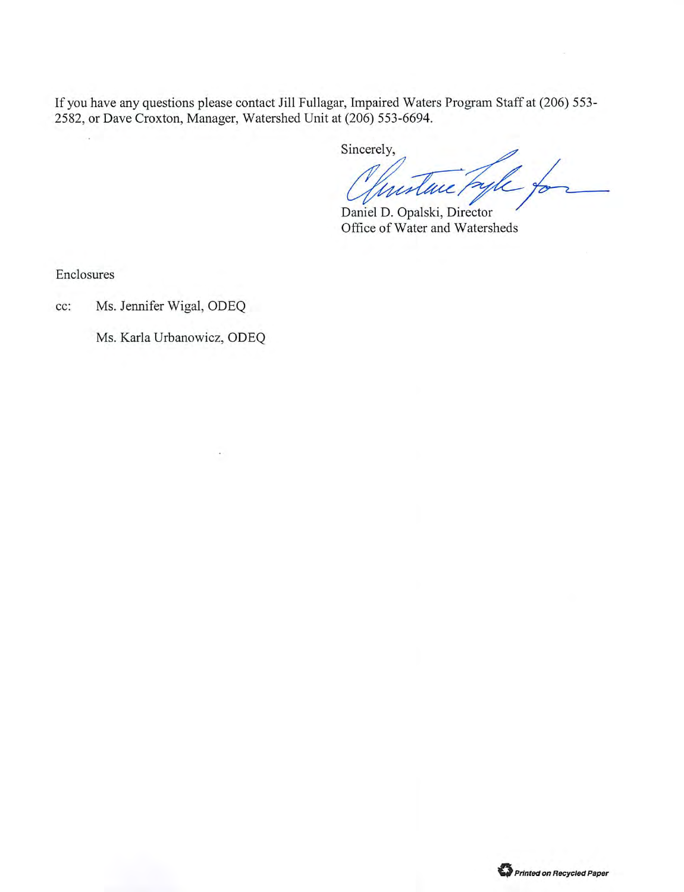If you have any questions please contact Jill Fullagar, Impaired Waters Program Staff at (206) 553-2582, or Dave Croxton, Manager, Watershed Unit at (206) 553-6694.

Sincerely,

Christine Psyk for

Daniel D. Opalski, Director
Office of Water and Watersheds

Enclosures

cc: Ms. Jennifer Wigal, ODEQ

Ms. Karla Urbanowicz, ODEQ

Printed on Recycled Paper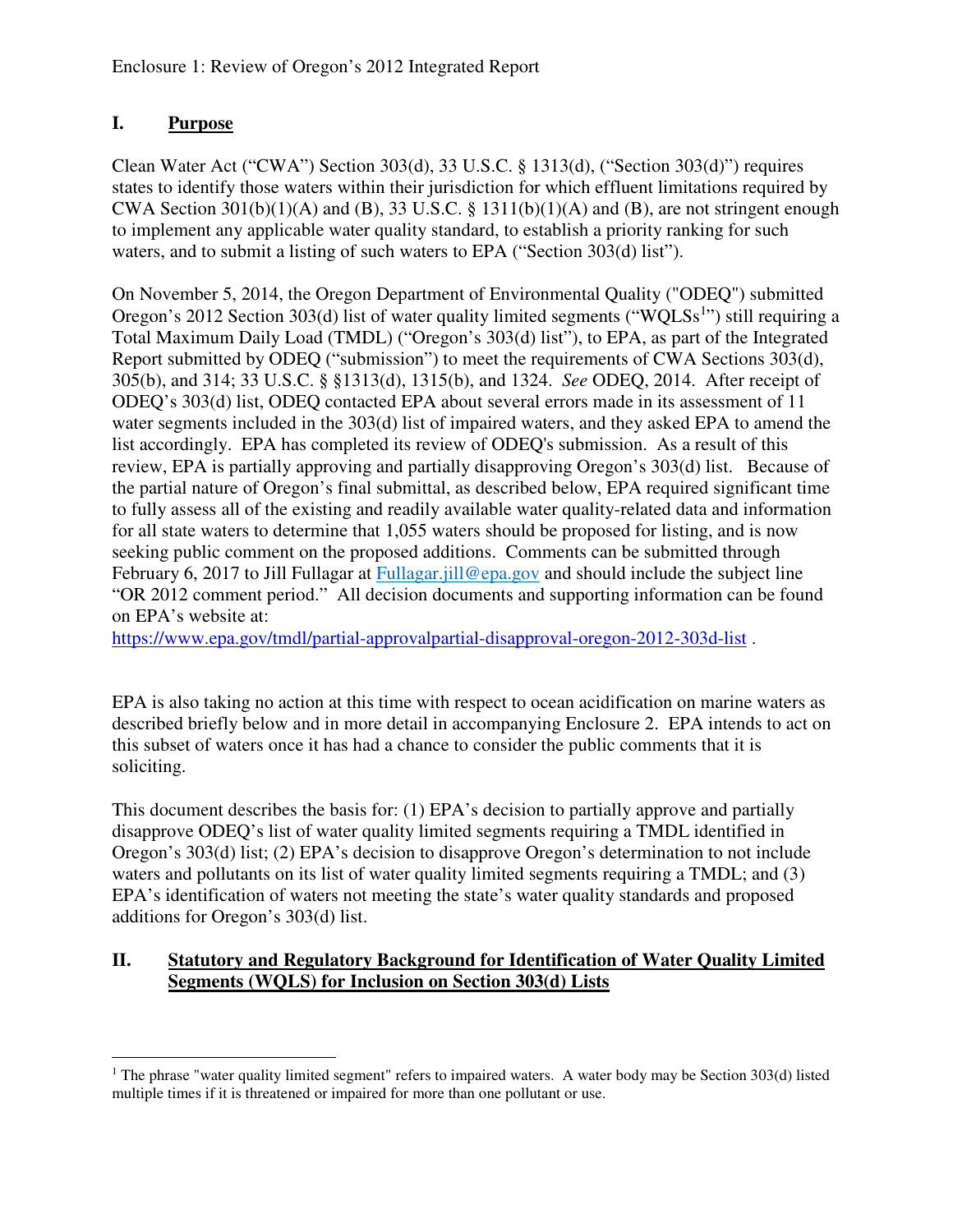Enclosure 1: Review of Oregon's 2012 Integrated Report

## I. Purpose

Clean Water Act ("CWA") Section 303(d), 33 U.S.C. § 1313(d), ("Section 303(d)") requires states to identify those waters within their jurisdiction for which effluent limitations required by CWA Section 301(b)(1)(A) and (B), 33 U.S.C. § 1311(b)(1)(A) and (B), are not stringent enough to implement any applicable water quality standard, to establish a priority ranking for such waters, and to submit a listing of such waters to EPA ("Section 303(d) list").

On November 5, 2014, the Oregon Department of Environmental Quality ("ODEQ") submitted Oregon's 2012 Section 303(d) list of water quality limited segments ("WQLSs[1]") still requiring a Total Maximum Daily Load (TMDL) ("Oregon's 303(d) list"), to EPA, as part of the Integrated Report submitted by ODEQ ("submission") to meet the requirements of CWA Sections 303(d), 305(b), and 314; 33 U.S.C. § §1313(d), 1315(b), and 1324. *See* ODEQ, 2014. After receipt of ODEQ's 303(d) list, ODEQ contacted EPA about several errors made in its assessment of 11 water segments included in the 303(d) list of impaired waters, and they asked EPA to amend the list accordingly. EPA has completed its review of ODEQ's submission. As a result of this review, EPA is partially approving and partially disapproving Oregon's 303(d) list. Because of the partial nature of Oregon's final submittal, as described below, EPA required significant time to fully assess all of the existing and readily available water quality-related data and information for all state waters to determine that 1,055 waters should be proposed for listing, and is now seeking public comment on the proposed additions. Comments can be submitted through February 6, 2017 to Jill Fullagar at Fullagar.jill@epa.gov and should include the subject line "OR 2012 comment period." All decision documents and supporting information can be found on EPA's website at:
https://www.epa.gov/tmdl/partial-approvalpartial-disapproval-oregon-2012-303d-list .

EPA is also taking no action at this time with respect to ocean acidification on marine waters as described briefly below and in more detail in accompanying Enclosure 2. EPA intends to act on this subset of waters once it has had a chance to consider the public comments that it is soliciting.

This document describes the basis for: (1) EPA's decision to partially approve and partially disapprove ODEQ's list of water quality limited segments requiring a TMDL identified in Oregon's 303(d) list; (2) EPA's decision to disapprove Oregon's determination to not include waters and pollutants on its list of water quality limited segments requiring a TMDL; and (3) EPA's identification of waters not meeting the state's water quality standards and proposed additions for Oregon's 303(d) list.

## II. Statutory and Regulatory Background for Identification of Water Quality Limited Segments (WQLS) for Inclusion on Section 303(d) Lists

---

[1] The phrase "water quality limited segment" refers to impaired waters. A water body may be Section 303(d) listed multiple times if it is threatened or impaired for more than one pollutant or use.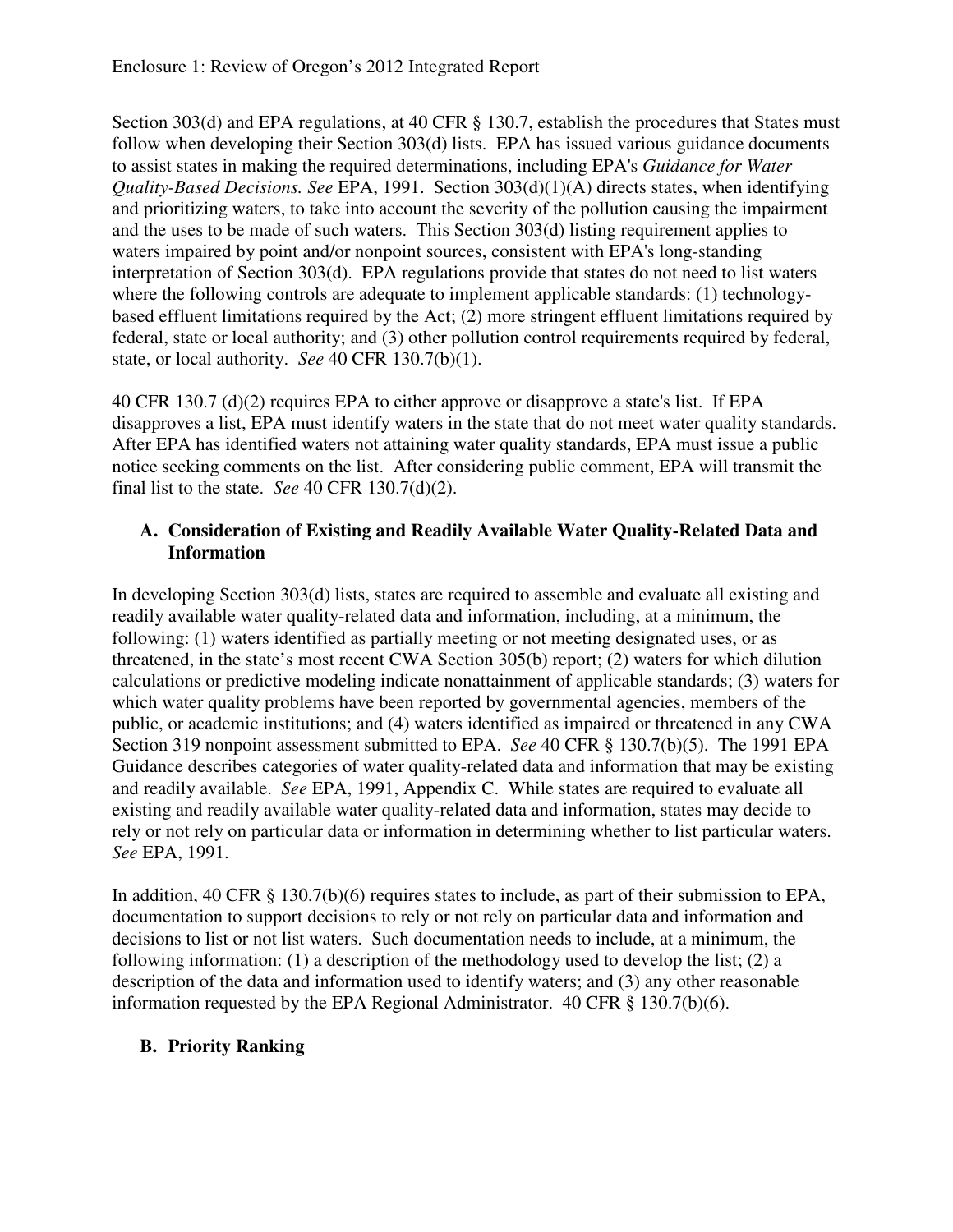Section 303(d) and EPA regulations, at 40 CFR § 130.7, establish the procedures that States must follow when developing their Section 303(d) lists. EPA has issued various guidance documents to assist states in making the required determinations, including EPA's *Guidance for Water Quality-Based Decisions. See* EPA, 1991. Section 303(d)(1)(A) directs states, when identifying and prioritizing waters, to take into account the severity of the pollution causing the impairment and the uses to be made of such waters. This Section 303(d) listing requirement applies to waters impaired by point and/or nonpoint sources, consistent with EPA's long-standing interpretation of Section 303(d). EPA regulations provide that states do not need to list waters where the following controls are adequate to implement applicable standards: (1) technology-based effluent limitations required by the Act; (2) more stringent effluent limitations required by federal, state or local authority; and (3) other pollution control requirements required by federal, state, or local authority. *See* 40 CFR 130.7(b)(1).

40 CFR 130.7 (d)(2) requires EPA to either approve or disapprove a state's list. If EPA disapproves a list, EPA must identify waters in the state that do not meet water quality standards. After EPA has identified waters not attaining water quality standards, EPA must issue a public notice seeking comments on the list. After considering public comment, EPA will transmit the final list to the state. *See* 40 CFR 130.7(d)(2).

## A. Consideration of Existing and Readily Available Water Quality-Related Data and Information

In developing Section 303(d) lists, states are required to assemble and evaluate all existing and readily available water quality-related data and information, including, at a minimum, the following: (1) waters identified as partially meeting or not meeting designated uses, or as threatened, in the state's most recent CWA Section 305(b) report; (2) waters for which dilution calculations or predictive modeling indicate nonattainment of applicable standards; (3) waters for which water quality problems have been reported by governmental agencies, members of the public, or academic institutions; and (4) waters identified as impaired or threatened in any CWA Section 319 nonpoint assessment submitted to EPA. *See* 40 CFR § 130.7(b)(5). The 1991 EPA Guidance describes categories of water quality-related data and information that may be existing and readily available. *See* EPA, 1991, Appendix C. While states are required to evaluate all existing and readily available water quality-related data and information, states may decide to rely or not rely on particular data or information in determining whether to list particular waters. *See* EPA, 1991.

In addition, 40 CFR § 130.7(b)(6) requires states to include, as part of their submission to EPA, documentation to support decisions to rely or not rely on particular data and information and decisions to list or not list waters. Such documentation needs to include, at a minimum, the following information: (1) a description of the methodology used to develop the list; (2) a description of the data and information used to identify waters; and (3) any other reasonable information requested by the EPA Regional Administrator. 40 CFR § 130.7(b)(6).

## B. Priority Ranking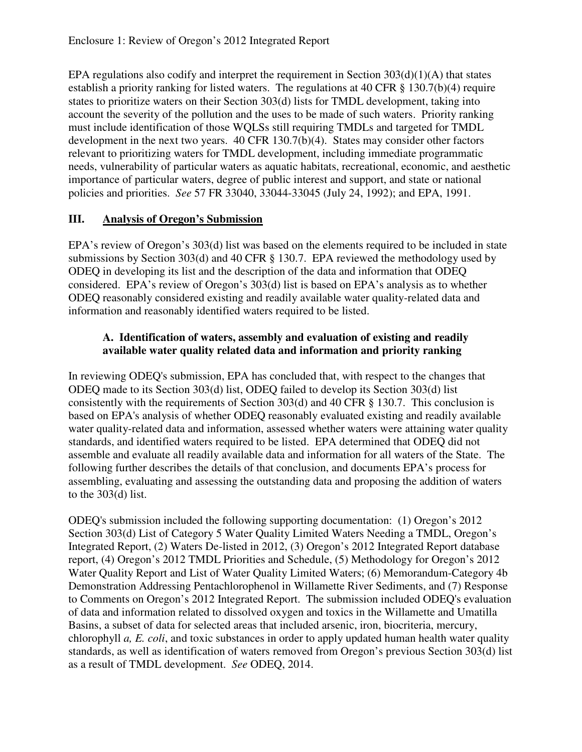EPA regulations also codify and interpret the requirement in Section 303(d)(1)(A) that states establish a priority ranking for listed waters. The regulations at 40 CFR § 130.7(b)(4) require states to prioritize waters on their Section 303(d) lists for TMDL development, taking into account the severity of the pollution and the uses to be made of such waters. Priority ranking must include identification of those WQLSs still requiring TMDLs and targeted for TMDL development in the next two years. 40 CFR 130.7(b)(4). States may consider other factors relevant to prioritizing waters for TMDL development, including immediate programmatic needs, vulnerability of particular waters as aquatic habitats, recreational, economic, and aesthetic importance of particular waters, degree of public interest and support, and state or national policies and priorities. *See* 57 FR 33040, 33044-33045 (July 24, 1992); and EPA, 1991.

## III. Analysis of Oregon's Submission

EPA's review of Oregon's 303(d) list was based on the elements required to be included in state submissions by Section 303(d) and 40 CFR § 130.7. EPA reviewed the methodology used by ODEQ in developing its list and the description of the data and information that ODEQ considered. EPA's review of Oregon's 303(d) list is based on EPA's analysis as to whether ODEQ reasonably considered existing and readily available water quality-related data and information and reasonably identified waters required to be listed.

### A. Identification of waters, assembly and evaluation of existing and readily available water quality related data and information and priority ranking

In reviewing ODEQ's submission, EPA has concluded that, with respect to the changes that ODEQ made to its Section 303(d) list, ODEQ failed to develop its Section 303(d) list consistently with the requirements of Section 303(d) and 40 CFR § 130.7. This conclusion is based on EPA's analysis of whether ODEQ reasonably evaluated existing and readily available water quality-related data and information, assessed whether waters were attaining water quality standards, and identified waters required to be listed. EPA determined that ODEQ did not assemble and evaluate all readily available data and information for all waters of the State. The following further describes the details of that conclusion, and documents EPA's process for assembling, evaluating and assessing the outstanding data and proposing the addition of waters to the 303(d) list.

ODEQ's submission included the following supporting documentation: (1) Oregon's 2012 Section 303(d) List of Category 5 Water Quality Limited Waters Needing a TMDL, Oregon's Integrated Report, (2) Waters De-listed in 2012, (3) Oregon's 2012 Integrated Report database report, (4) Oregon's 2012 TMDL Priorities and Schedule, (5) Methodology for Oregon's 2012 Water Quality Report and List of Water Quality Limited Waters; (6) Memorandum-Category 4b Demonstration Addressing Pentachlorophenol in Willamette River Sediments, and (7) Response to Comments on Oregon's 2012 Integrated Report. The submission included ODEQ's evaluation of data and information related to dissolved oxygen and toxics in the Willamette and Umatilla Basins, a subset of data for selected areas that included arsenic, iron, biocriteria, mercury, chlorophyll *a, E. coli*, and toxic substances in order to apply updated human health water quality standards, as well as identification of waters removed from Oregon's previous Section 303(d) list as a result of TMDL development. *See* ODEQ, 2014.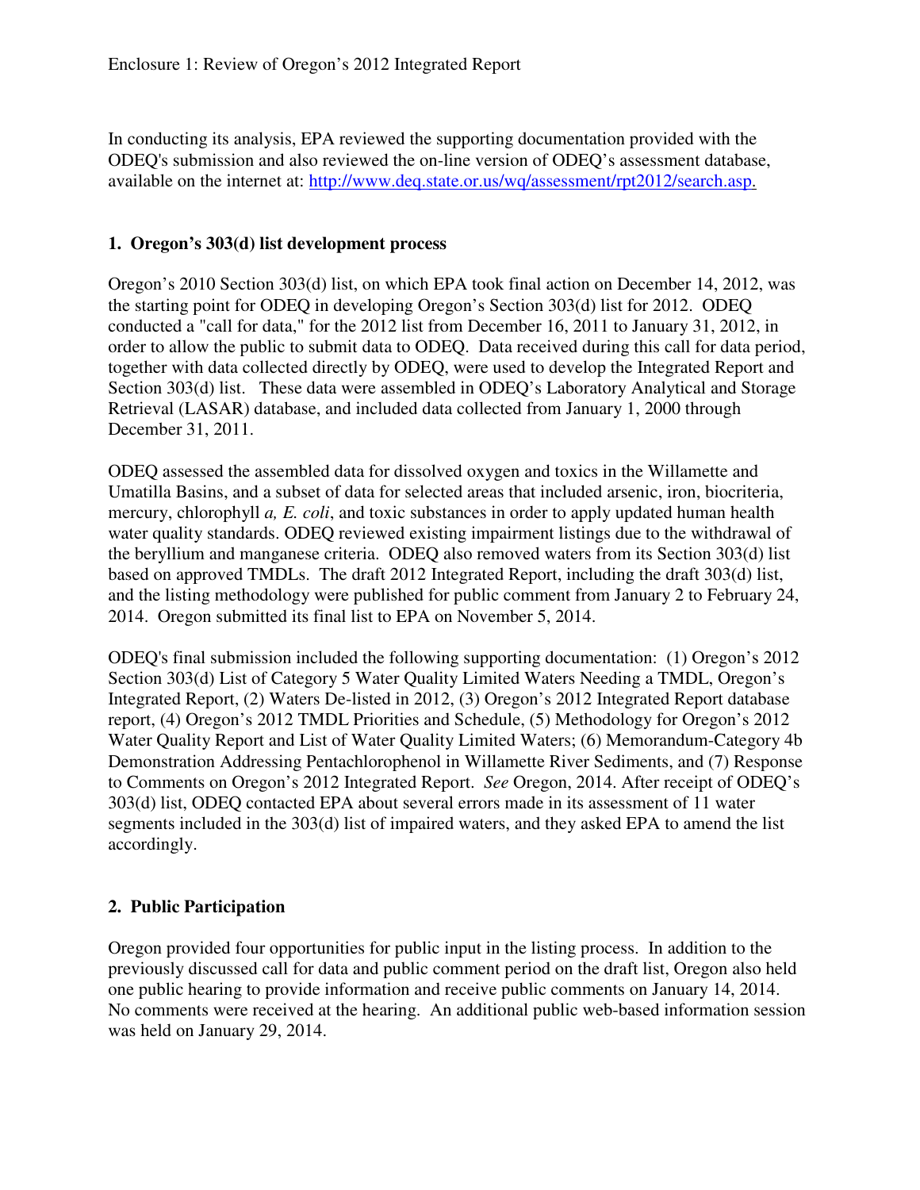Enclosure 1: Review of Oregon's 2012 Integrated Report

In conducting its analysis, EPA reviewed the supporting documentation provided with the ODEQ's submission and also reviewed the on-line version of ODEQ's assessment database, available on the internet at: http://www.deq.state.or.us/wq/assessment/rpt2012/search.asp.

## 1. Oregon's 303(d) list development process

Oregon's 2010 Section 303(d) list, on which EPA took final action on December 14, 2012, was the starting point for ODEQ in developing Oregon's Section 303(d) list for 2012. ODEQ conducted a "call for data," for the 2012 list from December 16, 2011 to January 31, 2012, in order to allow the public to submit data to ODEQ. Data received during this call for data period, together with data collected directly by ODEQ, were used to develop the Integrated Report and Section 303(d) list. These data were assembled in ODEQ's Laboratory Analytical and Storage Retrieval (LASAR) database, and included data collected from January 1, 2000 through December 31, 2011.

ODEQ assessed the assembled data for dissolved oxygen and toxics in the Willamette and Umatilla Basins, and a subset of data for selected areas that included arsenic, iron, biocriteria, mercury, chlorophyll *a, E. coli*, and toxic substances in order to apply updated human health water quality standards. ODEQ reviewed existing impairment listings due to the withdrawal of the beryllium and manganese criteria. ODEQ also removed waters from its Section 303(d) list based on approved TMDLs. The draft 2012 Integrated Report, including the draft 303(d) list, and the listing methodology were published for public comment from January 2 to February 24, 2014. Oregon submitted its final list to EPA on November 5, 2014.

ODEQ's final submission included the following supporting documentation: (1) Oregon's 2012 Section 303(d) List of Category 5 Water Quality Limited Waters Needing a TMDL, Oregon's Integrated Report, (2) Waters De-listed in 2012, (3) Oregon's 2012 Integrated Report database report, (4) Oregon's 2012 TMDL Priorities and Schedule, (5) Methodology for Oregon's 2012 Water Quality Report and List of Water Quality Limited Waters; (6) Memorandum-Category 4b Demonstration Addressing Pentachlorophenol in Willamette River Sediments, and (7) Response to Comments on Oregon's 2012 Integrated Report. *See* Oregon, 2014. After receipt of ODEQ's 303(d) list, ODEQ contacted EPA about several errors made in its assessment of 11 water segments included in the 303(d) list of impaired waters, and they asked EPA to amend the list accordingly.

## 2. Public Participation

Oregon provided four opportunities for public input in the listing process. In addition to the previously discussed call for data and public comment period on the draft list, Oregon also held one public hearing to provide information and receive public comments on January 14, 2014. No comments were received at the hearing. An additional public web-based information session was held on January 29, 2014.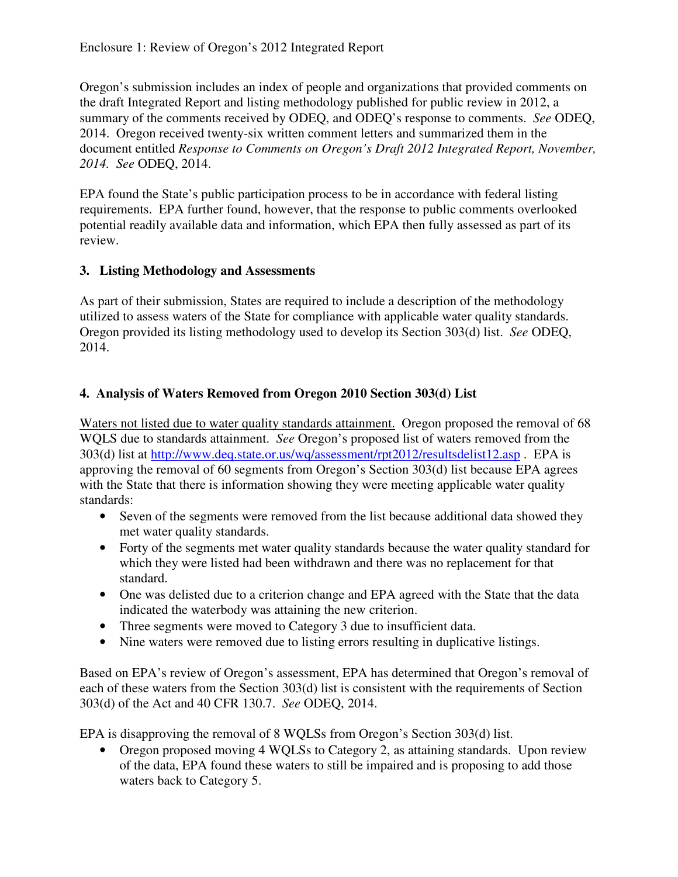Oregon's submission includes an index of people and organizations that provided comments on the draft Integrated Report and listing methodology published for public review in 2012, a summary of the comments received by ODEQ, and ODEQ's response to comments. *See* ODEQ, 2014. Oregon received twenty-six written comment letters and summarized them in the document entitled *Response to Comments on Oregon's Draft 2012 Integrated Report, November, 2014. See* ODEQ, 2014.

EPA found the State's public participation process to be in accordance with federal listing requirements. EPA further found, however, that the response to public comments overlooked potential readily available data and information, which EPA then fully assessed as part of its review.

### 3. Listing Methodology and Assessments

As part of their submission, States are required to include a description of the methodology utilized to assess waters of the State for compliance with applicable water quality standards. Oregon provided its listing methodology used to develop its Section 303(d) list. *See* ODEQ, 2014.

### 4. Analysis of Waters Removed from Oregon 2010 Section 303(d) List

Waters not listed due to water quality standards attainment. Oregon proposed the removal of 68 WQLS due to standards attainment. *See* Oregon's proposed list of waters removed from the 303(d) list at http://www.deq.state.or.us/wq/assessment/rpt2012/resultsdelist12.asp . EPA is approving the removal of 60 segments from Oregon's Section 303(d) list because EPA agrees with the State that there is information showing they were meeting applicable water quality standards:

- Seven of the segments were removed from the list because additional data showed they met water quality standards.
- Forty of the segments met water quality standards because the water quality standard for which they were listed had been withdrawn and there was no replacement for that standard.
- One was delisted due to a criterion change and EPA agreed with the State that the data indicated the waterbody was attaining the new criterion.
- Three segments were moved to Category 3 due to insufficient data.
- Nine waters were removed due to listing errors resulting in duplicative listings.

Based on EPA's review of Oregon's assessment, EPA has determined that Oregon's removal of each of these waters from the Section 303(d) list is consistent with the requirements of Section 303(d) of the Act and 40 CFR 130.7. *See* ODEQ, 2014.

EPA is disapproving the removal of 8 WQLSs from Oregon's Section 303(d) list.

- Oregon proposed moving 4 WQLSs to Category 2, as attaining standards. Upon review of the data, EPA found these waters to still be impaired and is proposing to add those waters back to Category 5.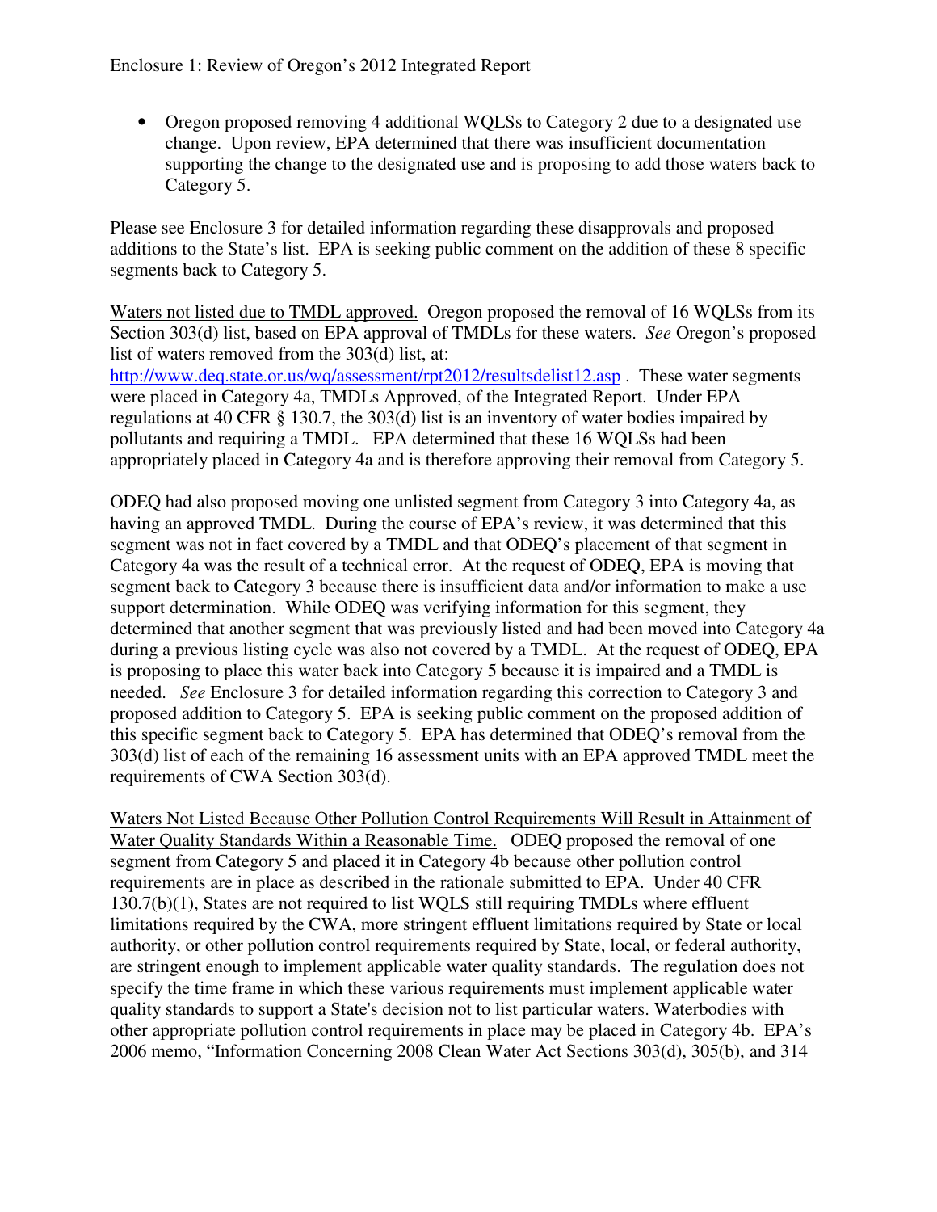- Oregon proposed removing 4 additional WQLSs to Category 2 due to a designated use change. Upon review, EPA determined that there was insufficient documentation supporting the change to the designated use and is proposing to add those waters back to Category 5.

Please see Enclosure 3 for detailed information regarding these disapprovals and proposed additions to the State's list. EPA is seeking public comment on the addition of these 8 specific segments back to Category 5.

Waters not listed due to TMDL approved. Oregon proposed the removal of 16 WQLSs from its Section 303(d) list, based on EPA approval of TMDLs for these waters. *See* Oregon's proposed list of waters removed from the 303(d) list, at: http://www.deq.state.or.us/wq/assessment/rpt2012/resultsdelist12.asp . These water segments were placed in Category 4a, TMDLs Approved, of the Integrated Report. Under EPA regulations at 40 CFR § 130.7, the 303(d) list is an inventory of water bodies impaired by pollutants and requiring a TMDL. EPA determined that these 16 WQLSs had been appropriately placed in Category 4a and is therefore approving their removal from Category 5.

ODEQ had also proposed moving one unlisted segment from Category 3 into Category 4a, as having an approved TMDL. During the course of EPA's review, it was determined that this segment was not in fact covered by a TMDL and that ODEQ's placement of that segment in Category 4a was the result of a technical error. At the request of ODEQ, EPA is moving that segment back to Category 3 because there is insufficient data and/or information to make a use support determination. While ODEQ was verifying information for this segment, they determined that another segment that was previously listed and had been moved into Category 4a during a previous listing cycle was also not covered by a TMDL. At the request of ODEQ, EPA is proposing to place this water back into Category 5 because it is impaired and a TMDL is needed. *See* Enclosure 3 for detailed information regarding this correction to Category 3 and proposed addition to Category 5. EPA is seeking public comment on the proposed addition of this specific segment back to Category 5. EPA has determined that ODEQ's removal from the 303(d) list of each of the remaining 16 assessment units with an EPA approved TMDL meet the requirements of CWA Section 303(d).

Waters Not Listed Because Other Pollution Control Requirements Will Result in Attainment of Water Quality Standards Within a Reasonable Time. ODEQ proposed the removal of one segment from Category 5 and placed it in Category 4b because other pollution control requirements are in place as described in the rationale submitted to EPA. Under 40 CFR 130.7(b)(1), States are not required to list WQLS still requiring TMDLs where effluent limitations required by the CWA, more stringent effluent limitations required by State or local authority, or other pollution control requirements required by State, local, or federal authority, are stringent enough to implement applicable water quality standards. The regulation does not specify the time frame in which these various requirements must implement applicable water quality standards to support a State's decision not to list particular waters. Waterbodies with other appropriate pollution control requirements in place may be placed in Category 4b. EPA's 2006 memo, "Information Concerning 2008 Clean Water Act Sections 303(d), 305(b), and 314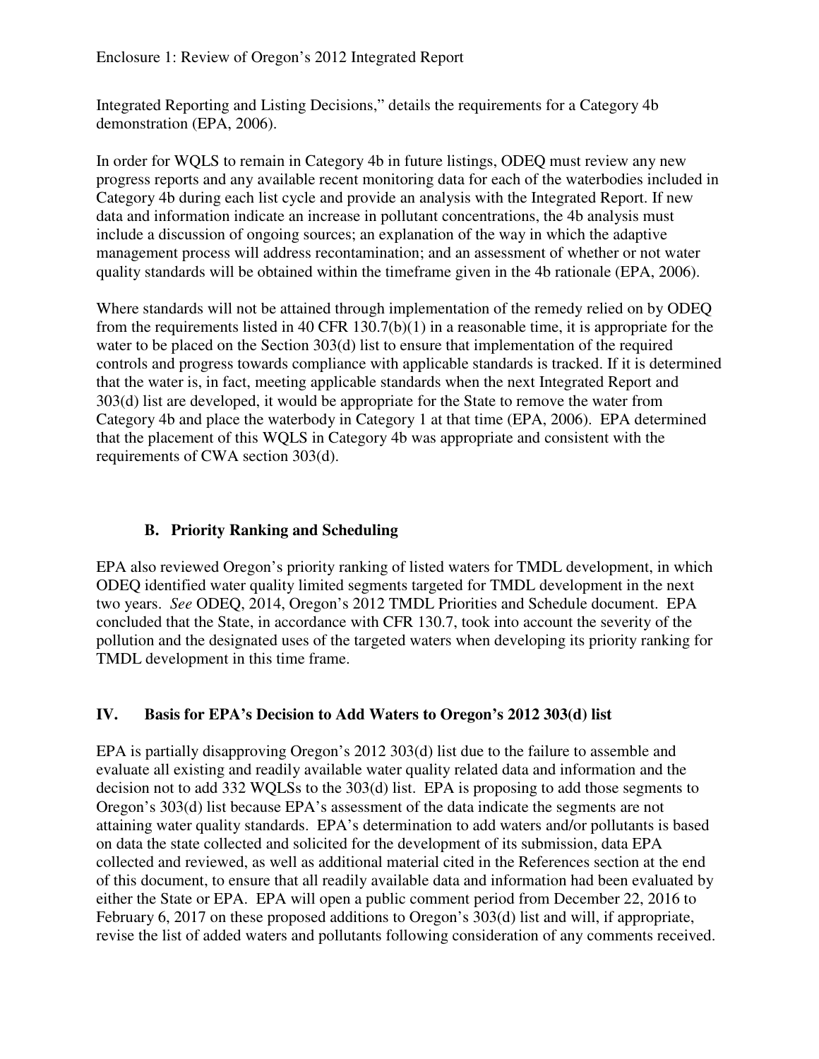Integrated Reporting and Listing Decisions," details the requirements for a Category 4b demonstration (EPA, 2006).

In order for WQLS to remain in Category 4b in future listings, ODEQ must review any new progress reports and any available recent monitoring data for each of the waterbodies included in Category 4b during each list cycle and provide an analysis with the Integrated Report. If new data and information indicate an increase in pollutant concentrations, the 4b analysis must include a discussion of ongoing sources; an explanation of the way in which the adaptive management process will address recontamination; and an assessment of whether or not water quality standards will be obtained within the timeframe given in the 4b rationale (EPA, 2006).

Where standards will not be attained through implementation of the remedy relied on by ODEQ from the requirements listed in 40 CFR 130.7(b)(1) in a reasonable time, it is appropriate for the water to be placed on the Section 303(d) list to ensure that implementation of the required controls and progress towards compliance with applicable standards is tracked. If it is determined that the water is, in fact, meeting applicable standards when the next Integrated Report and 303(d) list are developed, it would be appropriate for the State to remove the water from Category 4b and place the waterbody in Category 1 at that time (EPA, 2006). EPA determined that the placement of this WQLS in Category 4b was appropriate and consistent with the requirements of CWA section 303(d).

### B. Priority Ranking and Scheduling

EPA also reviewed Oregon's priority ranking of listed waters for TMDL development, in which ODEQ identified water quality limited segments targeted for TMDL development in the next two years. *See* ODEQ, 2014, Oregon's 2012 TMDL Priorities and Schedule document. EPA concluded that the State, in accordance with CFR 130.7, took into account the severity of the pollution and the designated uses of the targeted waters when developing its priority ranking for TMDL development in this time frame.

## IV. Basis for EPA's Decision to Add Waters to Oregon's 2012 303(d) list

EPA is partially disapproving Oregon's 2012 303(d) list due to the failure to assemble and evaluate all existing and readily available water quality related data and information and the decision not to add 332 WQLSs to the 303(d) list. EPA is proposing to add those segments to Oregon's 303(d) list because EPA's assessment of the data indicate the segments are not attaining water quality standards. EPA's determination to add waters and/or pollutants is based on data the state collected and solicited for the development of its submission, data EPA collected and reviewed, as well as additional material cited in the References section at the end of this document, to ensure that all readily available data and information had been evaluated by either the State or EPA. EPA will open a public comment period from December 22, 2016 to February 6, 2017 on these proposed additions to Oregon's 303(d) list and will, if appropriate, revise the list of added waters and pollutants following consideration of any comments received.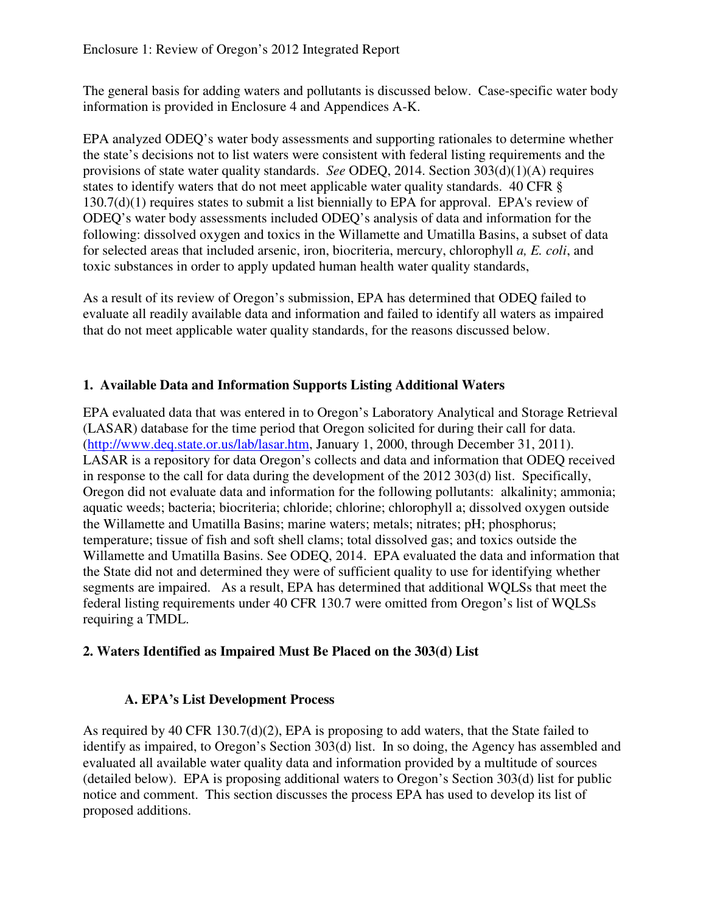The general basis for adding waters and pollutants is discussed below. Case-specific water body information is provided in Enclosure 4 and Appendices A-K.

EPA analyzed ODEQ's water body assessments and supporting rationales to determine whether the state's decisions not to list waters were consistent with federal listing requirements and the provisions of state water quality standards. *See* ODEQ, 2014. Section 303(d)(1)(A) requires states to identify waters that do not meet applicable water quality standards. 40 CFR § 130.7(d)(1) requires states to submit a list biennially to EPA for approval. EPA's review of ODEQ's water body assessments included ODEQ's analysis of data and information for the following: dissolved oxygen and toxics in the Willamette and Umatilla Basins, a subset of data for selected areas that included arsenic, iron, biocriteria, mercury, chlorophyll *a, E. coli*, and toxic substances in order to apply updated human health water quality standards,

As a result of its review of Oregon's submission, EPA has determined that ODEQ failed to evaluate all readily available data and information and failed to identify all waters as impaired that do not meet applicable water quality standards, for the reasons discussed below.

## 1. Available Data and Information Supports Listing Additional Waters

EPA evaluated data that was entered in to Oregon's Laboratory Analytical and Storage Retrieval (LASAR) database for the time period that Oregon solicited for during their call for data. (http://www.deq.state.or.us/lab/lasar.htm, January 1, 2000, through December 31, 2011). LASAR is a repository for data Oregon's collects and data and information that ODEQ received in response to the call for data during the development of the 2012 303(d) list. Specifically, Oregon did not evaluate data and information for the following pollutants: alkalinity; ammonia; aquatic weeds; bacteria; biocriteria; chloride; chlorine; chlorophyll a; dissolved oxygen outside the Willamette and Umatilla Basins; marine waters; metals; nitrates; pH; phosphorus; temperature; tissue of fish and soft shell clams; total dissolved gas; and toxics outside the Willamette and Umatilla Basins. See ODEQ, 2014. EPA evaluated the data and information that the State did not and determined they were of sufficient quality to use for identifying whether segments are impaired. As a result, EPA has determined that additional WQLSs that meet the federal listing requirements under 40 CFR 130.7 were omitted from Oregon's list of WQLSs requiring a TMDL.

## 2. Waters Identified as Impaired Must Be Placed on the 303(d) List

### A. EPA's List Development Process

As required by 40 CFR 130.7(d)(2), EPA is proposing to add waters, that the State failed to identify as impaired, to Oregon's Section 303(d) list. In so doing, the Agency has assembled and evaluated all available water quality data and information provided by a multitude of sources (detailed below). EPA is proposing additional waters to Oregon's Section 303(d) list for public notice and comment. This section discusses the process EPA has used to develop its list of proposed additions.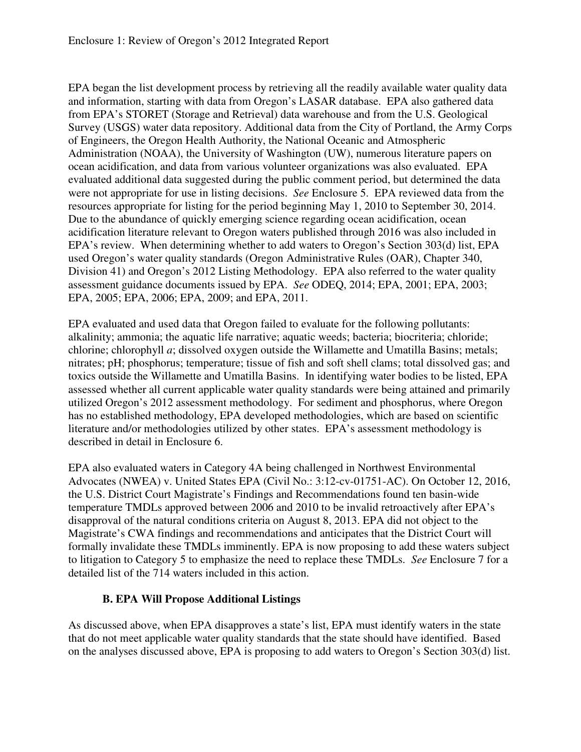EPA began the list development process by retrieving all the readily available water quality data and information, starting with data from Oregon's LASAR database. EPA also gathered data from EPA's STORET (Storage and Retrieval) data warehouse and from the U.S. Geological Survey (USGS) water data repository. Additional data from the City of Portland, the Army Corps of Engineers, the Oregon Health Authority, the National Oceanic and Atmospheric Administration (NOAA), the University of Washington (UW), numerous literature papers on ocean acidification, and data from various volunteer organizations was also evaluated. EPA evaluated additional data suggested during the public comment period, but determined the data were not appropriate for use in listing decisions. *See* Enclosure 5. EPA reviewed data from the resources appropriate for listing for the period beginning May 1, 2010 to September 30, 2014. Due to the abundance of quickly emerging science regarding ocean acidification, ocean acidification literature relevant to Oregon waters published through 2016 was also included in EPA's review. When determining whether to add waters to Oregon's Section 303(d) list, EPA used Oregon's water quality standards (Oregon Administrative Rules (OAR), Chapter 340, Division 41) and Oregon's 2012 Listing Methodology. EPA also referred to the water quality assessment guidance documents issued by EPA. *See* ODEQ, 2014; EPA, 2001; EPA, 2003; EPA, 2005; EPA, 2006; EPA, 2009; and EPA, 2011.

EPA evaluated and used data that Oregon failed to evaluate for the following pollutants: alkalinity; ammonia; the aquatic life narrative; aquatic weeds; bacteria; biocriteria; chloride; chlorine; chlorophyll *a*; dissolved oxygen outside the Willamette and Umatilla Basins; metals; nitrates; pH; phosphorus; temperature; tissue of fish and soft shell clams; total dissolved gas; and toxics outside the Willamette and Umatilla Basins. In identifying water bodies to be listed, EPA assessed whether all current applicable water quality standards were being attained and primarily utilized Oregon's 2012 assessment methodology. For sediment and phosphorus, where Oregon has no established methodology, EPA developed methodologies, which are based on scientific literature and/or methodologies utilized by other states. EPA's assessment methodology is described in detail in Enclosure 6.

EPA also evaluated waters in Category 4A being challenged in Northwest Environmental Advocates (NWEA) v. United States EPA (Civil No.: 3:12-cv-01751-AC). On October 12, 2016, the U.S. District Court Magistrate's Findings and Recommendations found ten basin-wide temperature TMDLs approved between 2006 and 2010 to be invalid retroactively after EPA's disapproval of the natural conditions criteria on August 8, 2013. EPA did not object to the Magistrate's CWA findings and recommendations and anticipates that the District Court will formally invalidate these TMDLs imminently. EPA is now proposing to add these waters subject to litigation to Category 5 to emphasize the need to replace these TMDLs. *See* Enclosure 7 for a detailed list of the 714 waters included in this action.

### B. EPA Will Propose Additional Listings

As discussed above, when EPA disapproves a state's list, EPA must identify waters in the state that do not meet applicable water quality standards that the state should have identified. Based on the analyses discussed above, EPA is proposing to add waters to Oregon's Section 303(d) list.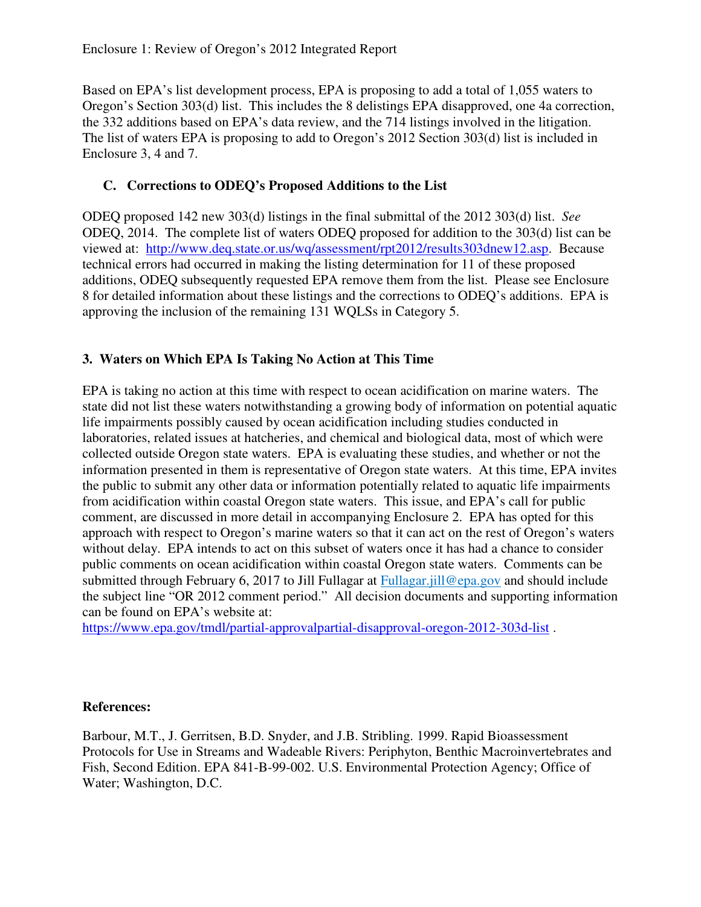Based on EPA's list development process, EPA is proposing to add a total of 1,055 waters to Oregon's Section 303(d) list. This includes the 8 delistings EPA disapproved, one 4a correction, the 332 additions based on EPA's data review, and the 714 listings involved in the litigation. The list of waters EPA is proposing to add to Oregon's 2012 Section 303(d) list is included in Enclosure 3, 4 and 7.

### C. Corrections to ODEQ's Proposed Additions to the List

ODEQ proposed 142 new 303(d) listings in the final submittal of the 2012 303(d) list. *See* ODEQ, 2014. The complete list of waters ODEQ proposed for addition to the 303(d) list can be viewed at: [http://www.deq.state.or.us/wq/assessment/rpt2012/results303dnew12.asp](http://www.deq.state.or.us/wq/assessment/rpt2012/results303dnew12.asp). Because technical errors had occurred in making the listing determination for 11 of these proposed additions, ODEQ subsequently requested EPA remove them from the list. Please see Enclosure 8 for detailed information about these listings and the corrections to ODEQ's additions. EPA is approving the inclusion of the remaining 131 WQLSs in Category 5.

## 3. Waters on Which EPA Is Taking No Action at This Time

EPA is taking no action at this time with respect to ocean acidification on marine waters. The state did not list these waters notwithstanding a growing body of information on potential aquatic life impairments possibly caused by ocean acidification including studies conducted in laboratories, related issues at hatcheries, and chemical and biological data, most of which were collected outside Oregon state waters. EPA is evaluating these studies, and whether or not the information presented in them is representative of Oregon state waters. At this time, EPA invites the public to submit any other data or information potentially related to aquatic life impairments from acidification within coastal Oregon state waters. This issue, and EPA's call for public comment, are discussed in more detail in accompanying Enclosure 2. EPA has opted for this approach with respect to Oregon's marine waters so that it can act on the rest of Oregon's waters without delay. EPA intends to act on this subset of waters once it has had a chance to consider public comments on ocean acidification within coastal Oregon state waters. Comments can be submitted through February 6, 2017 to Jill Fullagar at [Fullagar.jill@epa.gov](mailto:Fullagar.jill@epa.gov) and should include the subject line "OR 2012 comment period." All decision documents and supporting information can be found on EPA's website at:
[https://www.epa.gov/tmdl/partial-approvalpartial-disapproval-oregon-2012-303d-list](https://www.epa.gov/tmdl/partial-approvalpartial-disapproval-oregon-2012-303d-list) .

**References:**

Barbour, M.T., J. Gerritsen, B.D. Snyder, and J.B. Stribling. 1999. Rapid Bioassessment Protocols for Use in Streams and Wadeable Rivers: Periphyton, Benthic Macroinvertebrates and Fish, Second Edition. EPA 841-B-99-002. U.S. Environmental Protection Agency; Office of Water; Washington, D.C.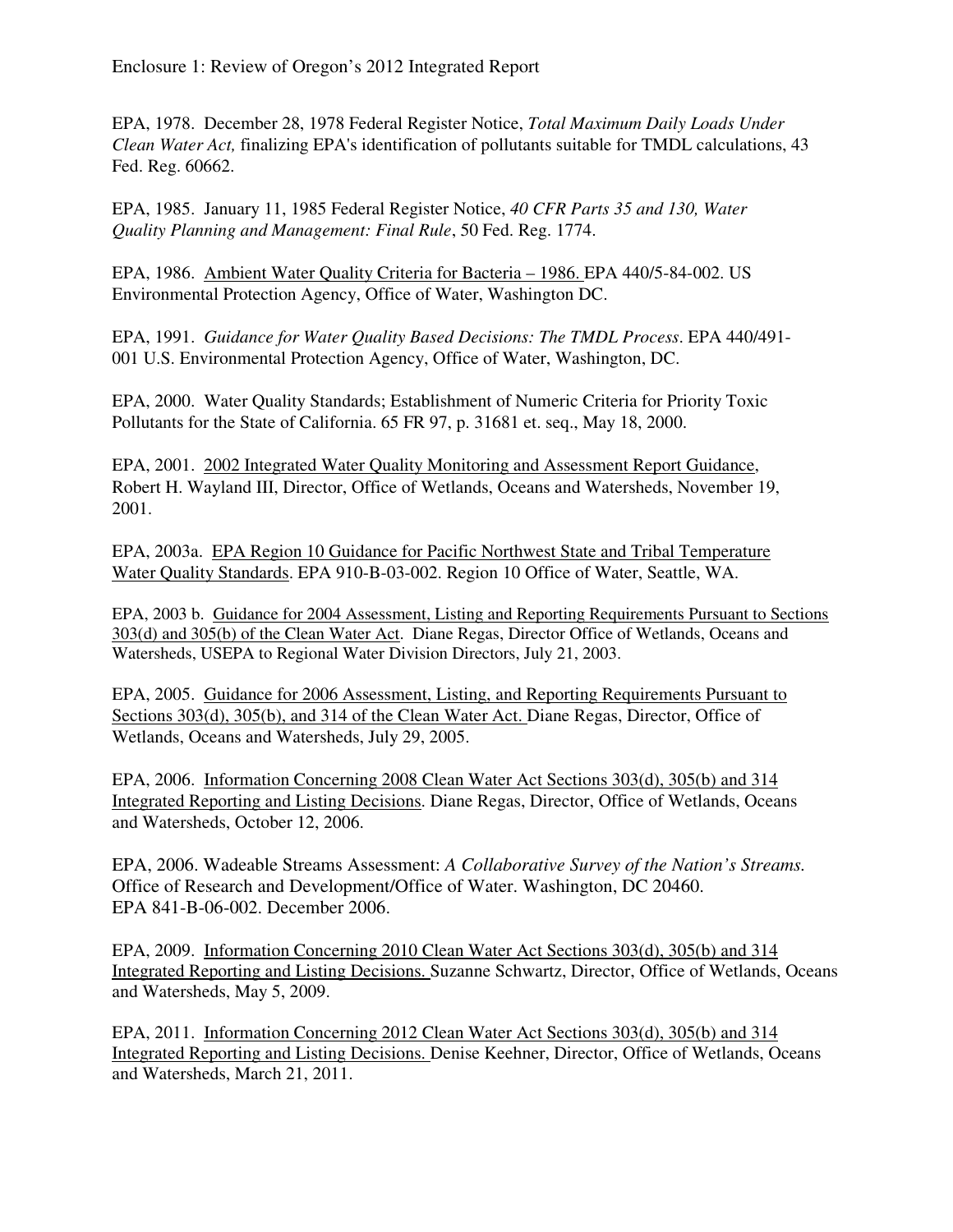EPA, 1978. December 28, 1978 Federal Register Notice, *Total Maximum Daily Loads Under Clean Water Act,* finalizing EPA's identification of pollutants suitable for TMDL calculations, 43 Fed. Reg. 60662.

EPA, 1985. January 11, 1985 Federal Register Notice, *40 CFR Parts 35 and 130, Water Quality Planning and Management: Final Rule*, 50 Fed. Reg. 1774.

EPA, 1986. Ambient Water Quality Criteria for Bacteria – 1986. EPA 440/5-84-002. US Environmental Protection Agency, Office of Water, Washington DC.

EPA, 1991. *Guidance for Water Quality Based Decisions: The TMDL Process*. EPA 440/491-001 U.S. Environmental Protection Agency, Office of Water, Washington, DC.

EPA, 2000. Water Quality Standards; Establishment of Numeric Criteria for Priority Toxic Pollutants for the State of California. 65 FR 97, p. 31681 et. seq., May 18, 2000.

EPA, 2001. 2002 Integrated Water Quality Monitoring and Assessment Report Guidance, Robert H. Wayland III, Director, Office of Wetlands, Oceans and Watersheds, November 19, 2001.

EPA, 2003a. EPA Region 10 Guidance for Pacific Northwest State and Tribal Temperature Water Quality Standards. EPA 910-B-03-002. Region 10 Office of Water, Seattle, WA.

EPA, 2003 b. Guidance for 2004 Assessment, Listing and Reporting Requirements Pursuant to Sections 303(d) and 305(b) of the Clean Water Act. Diane Regas, Director Office of Wetlands, Oceans and Watersheds, USEPA to Regional Water Division Directors, July 21, 2003.

EPA, 2005. Guidance for 2006 Assessment, Listing, and Reporting Requirements Pursuant to Sections 303(d), 305(b), and 314 of the Clean Water Act. Diane Regas, Director, Office of Wetlands, Oceans and Watersheds, July 29, 2005.

EPA, 2006. Information Concerning 2008 Clean Water Act Sections 303(d), 305(b) and 314 Integrated Reporting and Listing Decisions. Diane Regas, Director, Office of Wetlands, Oceans and Watersheds, October 12, 2006.

EPA, 2006. Wadeable Streams Assessment: *A Collaborative Survey of the Nation's Streams.* Office of Research and Development/Office of Water. Washington, DC 20460. EPA 841-B-06-002. December 2006.

EPA, 2009. Information Concerning 2010 Clean Water Act Sections 303(d), 305(b) and 314 Integrated Reporting and Listing Decisions. Suzanne Schwartz, Director, Office of Wetlands, Oceans and Watersheds, May 5, 2009.

EPA, 2011. Information Concerning 2012 Clean Water Act Sections 303(d), 305(b) and 314 Integrated Reporting and Listing Decisions. Denise Keehner, Director, Office of Wetlands, Oceans and Watersheds, March 21, 2011.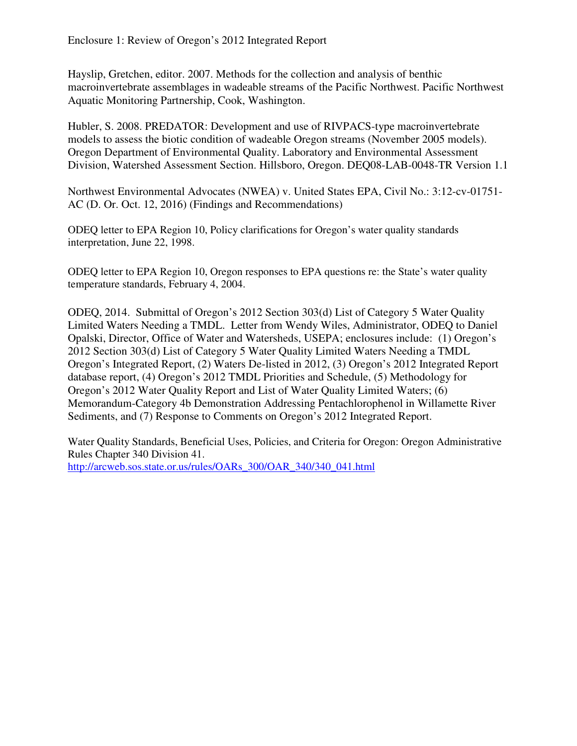Hayslip, Gretchen, editor. 2007. Methods for the collection and analysis of benthic macroinvertebrate assemblages in wadeable streams of the Pacific Northwest. Pacific Northwest Aquatic Monitoring Partnership, Cook, Washington.

Hubler, S. 2008. PREDATOR: Development and use of RIVPACS-type macroinvertebrate models to assess the biotic condition of wadeable Oregon streams (November 2005 models). Oregon Department of Environmental Quality. Laboratory and Environmental Assessment Division, Watershed Assessment Section. Hillsboro, Oregon. DEQ08-LAB-0048-TR Version 1.1

Northwest Environmental Advocates (NWEA) v. United States EPA, Civil No.: 3:12-cv-01751-AC (D. Or. Oct. 12, 2016) (Findings and Recommendations)

ODEQ letter to EPA Region 10, Policy clarifications for Oregon's water quality standards interpretation, June 22, 1998.

ODEQ letter to EPA Region 10, Oregon responses to EPA questions re: the State's water quality temperature standards, February 4, 2004.

ODEQ, 2014. Submittal of Oregon's 2012 Section 303(d) List of Category 5 Water Quality Limited Waters Needing a TMDL. Letter from Wendy Wiles, Administrator, ODEQ to Daniel Opalski, Director, Office of Water and Watersheds, USEPA; enclosures include: (1) Oregon's 2012 Section 303(d) List of Category 5 Water Quality Limited Waters Needing a TMDL Oregon's Integrated Report, (2) Waters De-listed in 2012, (3) Oregon's 2012 Integrated Report database report, (4) Oregon's 2012 TMDL Priorities and Schedule, (5) Methodology for Oregon's 2012 Water Quality Report and List of Water Quality Limited Waters; (6) Memorandum-Category 4b Demonstration Addressing Pentachlorophenol in Willamette River Sediments, and (7) Response to Comments on Oregon's 2012 Integrated Report.

Water Quality Standards, Beneficial Uses, Policies, and Criteria for Oregon: Oregon Administrative Rules Chapter 340 Division 41. http://arcweb.sos.state.or.us/rules/OARs_300/OAR_340/340_041.html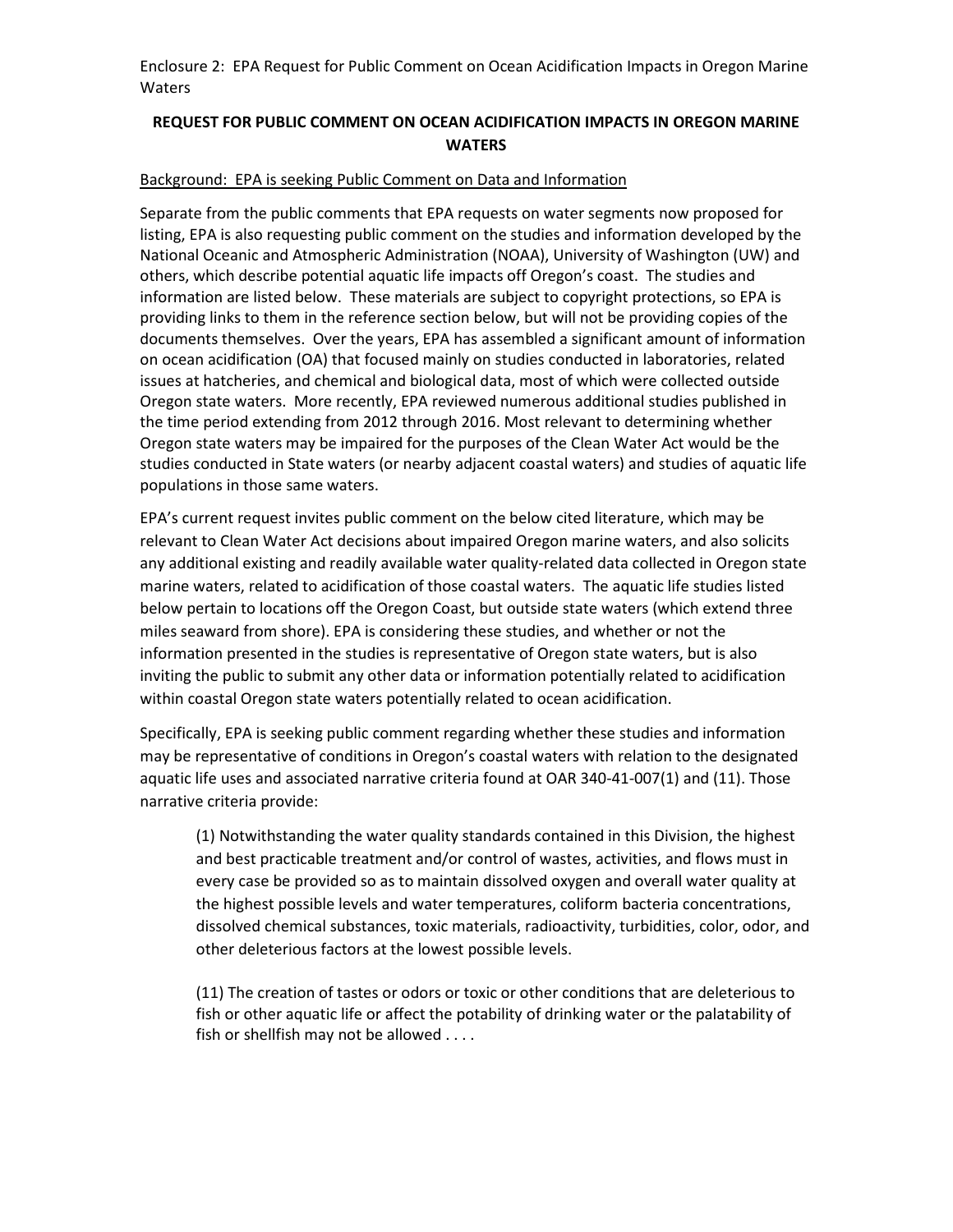Enclosure 2: EPA Request for Public Comment on Ocean Acidification Impacts in Oregon Marine Waters

## REQUEST FOR PUBLIC COMMENT ON OCEAN ACIDIFICATION IMPACTS IN OREGON MARINE WATERS

Background: EPA is seeking Public Comment on Data and Information

Separate from the public comments that EPA requests on water segments now proposed for listing, EPA is also requesting public comment on the studies and information developed by the National Oceanic and Atmospheric Administration (NOAA), University of Washington (UW) and others, which describe potential aquatic life impacts off Oregon's coast. The studies and information are listed below. These materials are subject to copyright protections, so EPA is providing links to them in the reference section below, but will not be providing copies of the documents themselves. Over the years, EPA has assembled a significant amount of information on ocean acidification (OA) that focused mainly on studies conducted in laboratories, related issues at hatcheries, and chemical and biological data, most of which were collected outside Oregon state waters. More recently, EPA reviewed numerous additional studies published in the time period extending from 2012 through 2016. Most relevant to determining whether Oregon state waters may be impaired for the purposes of the Clean Water Act would be the studies conducted in State waters (or nearby adjacent coastal waters) and studies of aquatic life populations in those same waters.

EPA's current request invites public comment on the below cited literature, which may be relevant to Clean Water Act decisions about impaired Oregon marine waters, and also solicits any additional existing and readily available water quality-related data collected in Oregon state marine waters, related to acidification of those coastal waters. The aquatic life studies listed below pertain to locations off the Oregon Coast, but outside state waters (which extend three miles seaward from shore). EPA is considering these studies, and whether or not the information presented in the studies is representative of Oregon state waters, but is also inviting the public to submit any other data or information potentially related to acidification within coastal Oregon state waters potentially related to ocean acidification.

Specifically, EPA is seeking public comment regarding whether these studies and information may be representative of conditions in Oregon's coastal waters with relation to the designated aquatic life uses and associated narrative criteria found at OAR 340-41-007(1) and (11). Those narrative criteria provide:

> (1) Notwithstanding the water quality standards contained in this Division, the highest and best practicable treatment and/or control of wastes, activities, and flows must in every case be provided so as to maintain dissolved oxygen and overall water quality at the highest possible levels and water temperatures, coliform bacteria concentrations, dissolved chemical substances, toxic materials, radioactivity, turbidities, color, odor, and other deleterious factors at the lowest possible levels.
>
> (11) The creation of tastes or odors or toxic or other conditions that are deleterious to fish or other aquatic life or affect the potability of drinking water or the palatability of fish or shellfish may not be allowed . . . .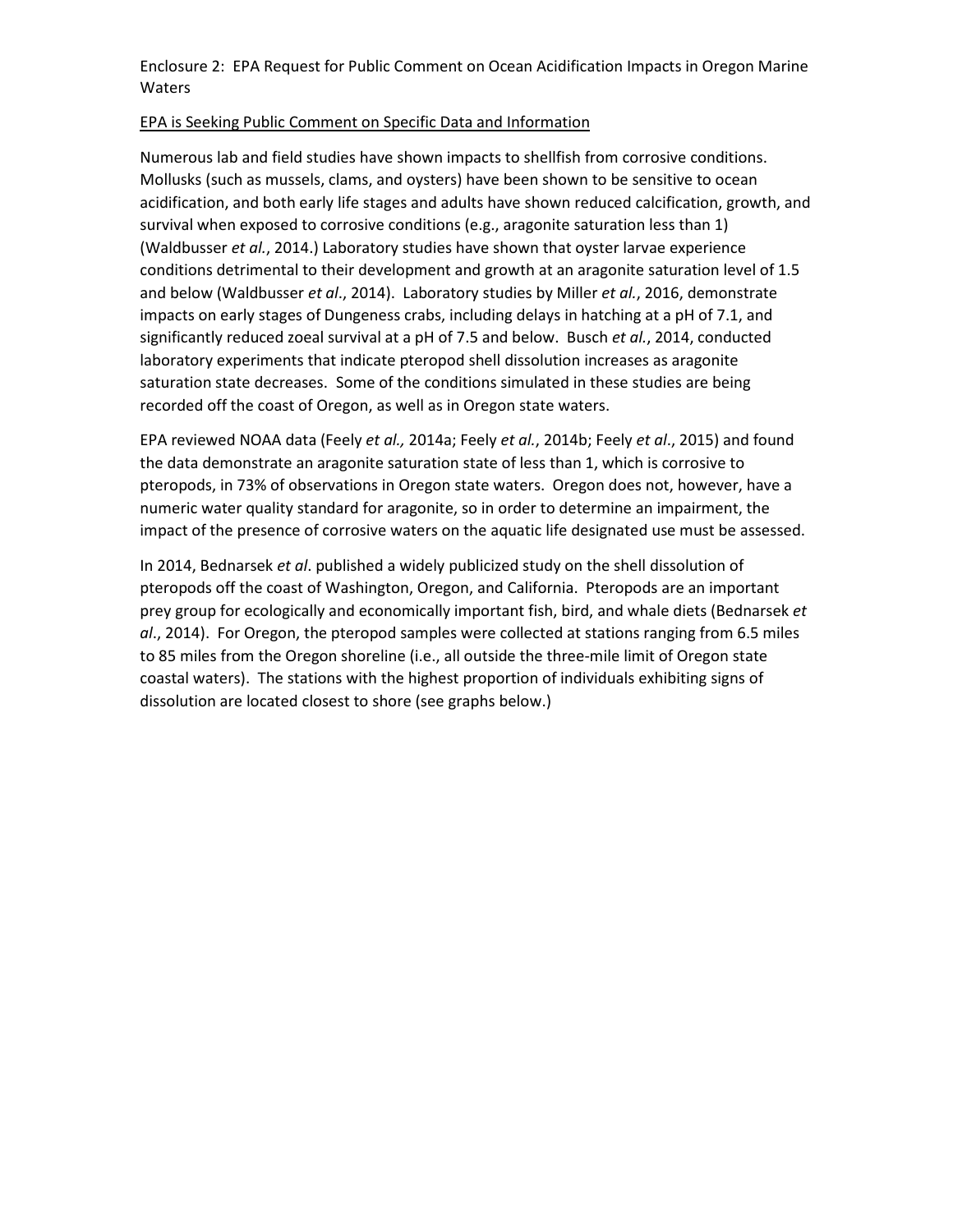Enclosure 2: EPA Request for Public Comment on Ocean Acidification Impacts in Oregon Marine Waters

EPA is Seeking Public Comment on Specific Data and Information

Numerous lab and field studies have shown impacts to shellfish from corrosive conditions. Mollusks (such as mussels, clams, and oysters) have been shown to be sensitive to ocean acidification, and both early life stages and adults have shown reduced calcification, growth, and survival when exposed to corrosive conditions (e.g., aragonite saturation less than 1) (Waldbusser *et al.*, 2014.) Laboratory studies have shown that oyster larvae experience conditions detrimental to their development and growth at an aragonite saturation level of 1.5 and below (Waldbusser *et al*., 2014). Laboratory studies by Miller *et al.*, 2016, demonstrate impacts on early stages of Dungeness crabs, including delays in hatching at a pH of 7.1, and significantly reduced zoeal survival at a pH of 7.5 and below. Busch *et al.*, 2014, conducted laboratory experiments that indicate pteropod shell dissolution increases as aragonite saturation state decreases. Some of the conditions simulated in these studies are being recorded off the coast of Oregon, as well as in Oregon state waters.

EPA reviewed NOAA data (Feely *et al.,* 2014a; Feely *et al.*, 2014b; Feely *et al*., 2015) and found the data demonstrate an aragonite saturation state of less than 1, which is corrosive to pteropods, in 73% of observations in Oregon state waters. Oregon does not, however, have a numeric water quality standard for aragonite, so in order to determine an impairment, the impact of the presence of corrosive waters on the aquatic life designated use must be assessed.

In 2014, Bednarsek *et al*. published a widely publicized study on the shell dissolution of pteropods off the coast of Washington, Oregon, and California. Pteropods are an important prey group for ecologically and economically important fish, bird, and whale diets (Bednarsek *et al*., 2014). For Oregon, the pteropod samples were collected at stations ranging from 6.5 miles to 85 miles from the Oregon shoreline (i.e., all outside the three-mile limit of Oregon state coastal waters). The stations with the highest proportion of individuals exhibiting signs of dissolution are located closest to shore (see graphs below.)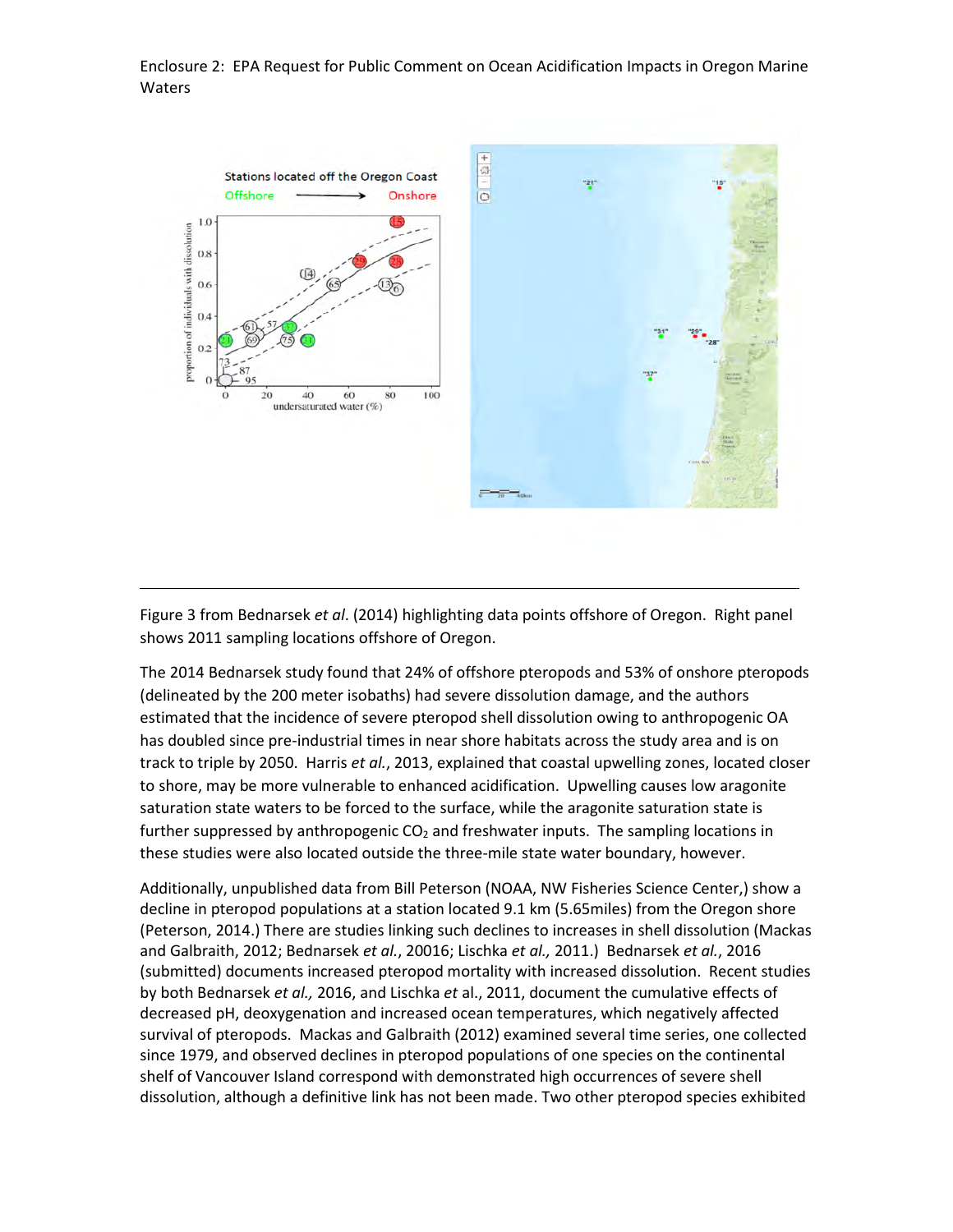Enclosure 2: EPA Request for Public Comment on Ocean Acidification Impacts in Oregon Marine Waters

Figure 3 from Bednarsek *et al*. (2014) highlighting data points offshore of Oregon. Right panel shows 2011 sampling locations offshore of Oregon.

The 2014 Bednarsek study found that 24% of offshore pteropods and 53% of onshore pteropods (delineated by the 200 meter isobaths) had severe dissolution damage, and the authors estimated that the incidence of severe pteropod shell dissolution owing to anthropogenic OA has doubled since pre-industrial times in near shore habitats across the study area and is on track to triple by 2050. Harris *et al.*, 2013, explained that coastal upwelling zones, located closer to shore, may be more vulnerable to enhanced acidification. Upwelling causes low aragonite saturation state waters to be forced to the surface, while the aragonite saturation state is further suppressed by anthropogenic $CO_2$ and freshwater inputs. The sampling locations in these studies were also located outside the three-mile state water boundary, however.

Additionally, unpublished data from Bill Peterson (NOAA, NW Fisheries Science Center,) show a decline in pteropod populations at a station located 9.1 km (5.65miles) from the Oregon shore (Peterson, 2014.) There are studies linking such declines to increases in shell dissolution (Mackas and Galbraith, 2012; Bednarsek *et al.*, 20016; Lischka *et al.,* 2011.) Bednarsek *et al.*, 2016 (submitted) documents increased pteropod mortality with increased dissolution. Recent studies by both Bednarsek *et al.,* 2016, and Lischka *et* al., 2011, document the cumulative effects of decreased pH, deoxygenation and increased ocean temperatures, which negatively affected survival of pteropods. Mackas and Galbraith (2012) examined several time series, one collected since 1979, and observed declines in pteropod populations of one species on the continental shelf of Vancouver Island correspond with demonstrated high occurrences of severe shell dissolution, although a definitive link has not been made. Two other pteropod species exhibited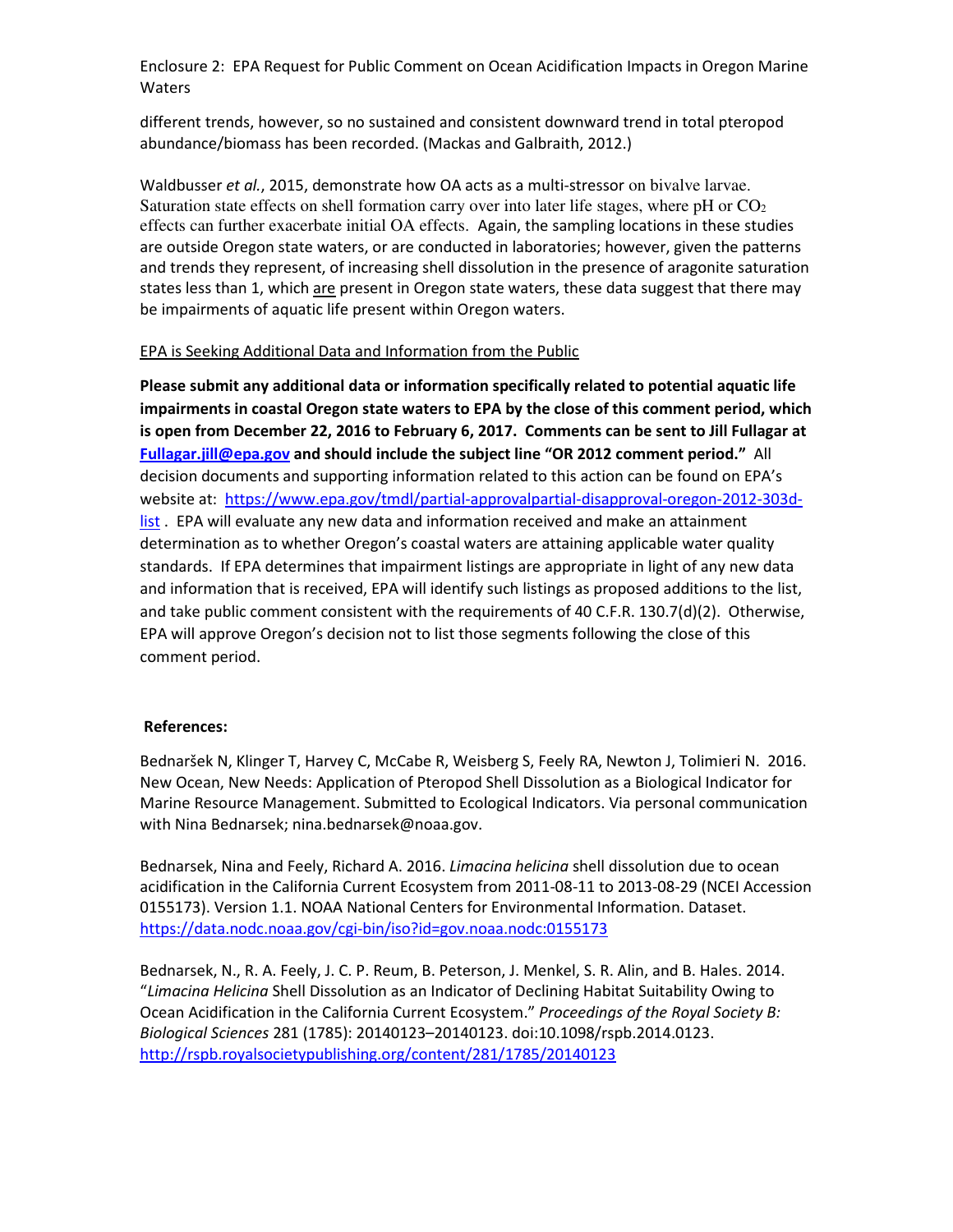different trends, however, so no sustained and consistent downward trend in total pteropod abundance/biomass has been recorded. (Mackas and Galbraith, 2012.)

Waldbusser *et al.*, 2015, demonstrate how OA acts as a multi-stressor on bivalve larvae. Saturation state effects on shell formation carry over into later life stages, where pH or $CO_2$ effects can further exacerbate initial OA effects. Again, the sampling locations in these studies are outside Oregon state waters, or are conducted in laboratories; however, given the patterns and trends they represent, of increasing shell dissolution in the presence of aragonite saturation states less than 1, which are present in Oregon state waters, these data suggest that there may be impairments of aquatic life present within Oregon waters.

EPA is Seeking Additional Data and Information from the Public

**Please submit any additional data or information specifically related to potential aquatic life impairments in coastal Oregon state waters to EPA by the close of this comment period, which is open from December 22, 2016 to February 6, 2017. Comments can be sent to Jill Fullagar at Fullagar.jill@epa.gov and should include the subject line "OR 2012 comment period."** All decision documents and supporting information related to this action can be found on EPA's website at: https://www.epa.gov/tmdl/partial-approvalpartial-disapproval-oregon-2012-303d-list . EPA will evaluate any new data and information received and make an attainment determination as to whether Oregon's coastal waters are attaining applicable water quality standards. If EPA determines that impairment listings are appropriate in light of any new data and information that is received, EPA will identify such listings as proposed additions to the list, and take public comment consistent with the requirements of 40 C.F.R. 130.7(d)(2). Otherwise, EPA will approve Oregon's decision not to list those segments following the close of this comment period.

**References:**

Bednaršek N, Klinger T, Harvey C, McCabe R, Weisberg S, Feely RA, Newton J, Tolimieri N. 2016. New Ocean, New Needs: Application of Pteropod Shell Dissolution as a Biological Indicator for Marine Resource Management. Submitted to Ecological Indicators. Via personal communication with Nina Bednarsek; nina.bednarsek@noaa.gov.

Bednarsek, Nina and Feely, Richard A. 2016. *Limacina helicina* shell dissolution due to ocean acidification in the California Current Ecosystem from 2011-08-11 to 2013-08-29 (NCEI Accession 0155173). Version 1.1. NOAA National Centers for Environmental Information. Dataset. https://data.nodc.noaa.gov/cgi-bin/iso?id=gov.noaa.nodc:0155173

Bednarsek, N., R. A. Feely, J. C. P. Reum, B. Peterson, J. Menkel, S. R. Alin, and B. Hales. 2014. "*Limacina Helicina* Shell Dissolution as an Indicator of Declining Habitat Suitability Owing to Ocean Acidification in the California Current Ecosystem." *Proceedings of the Royal Society B: Biological Sciences* 281 (1785): 20140123–20140123. doi:10.1098/rspb.2014.0123. http://rspb.royalsocietypublishing.org/content/281/1785/20140123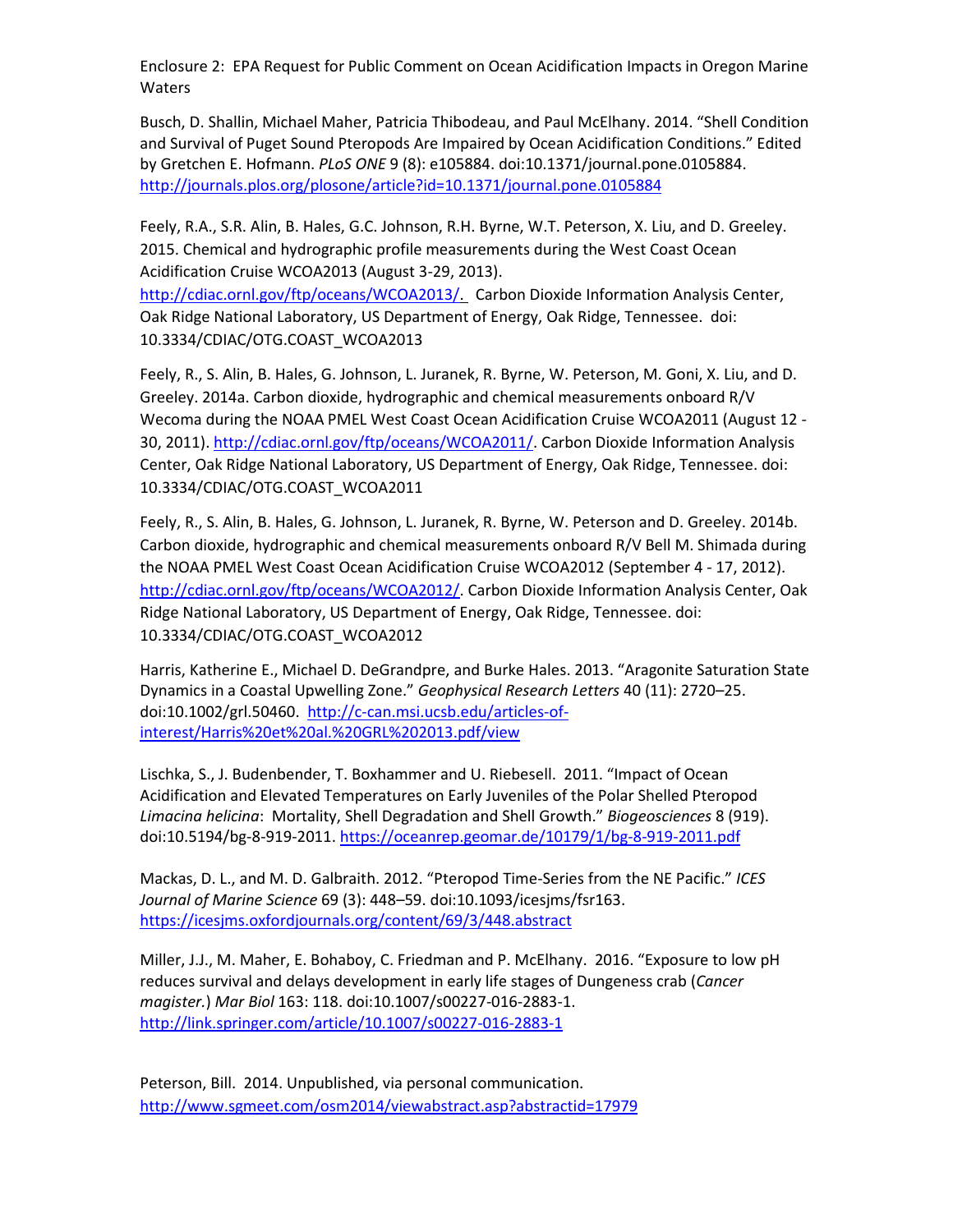Enclosure 2: EPA Request for Public Comment on Ocean Acidification Impacts in Oregon Marine Waters

Busch, D. Shallin, Michael Maher, Patricia Thibodeau, and Paul McElhany. 2014. "Shell Condition and Survival of Puget Sound Pteropods Are Impaired by Ocean Acidification Conditions." Edited by Gretchen E. Hofmann. *PLoS ONE* 9 (8): e105884. doi:10.1371/journal.pone.0105884. http://journals.plos.org/plosone/article?id=10.1371/journal.pone.0105884

Feely, R.A., S.R. Alin, B. Hales, G.C. Johnson, R.H. Byrne, W.T. Peterson, X. Liu, and D. Greeley. 2015. Chemical and hydrographic profile measurements during the West Coast Ocean Acidification Cruise WCOA2013 (August 3-29, 2013). http://cdiac.ornl.gov/ftp/oceans/WCOA2013/. Carbon Dioxide Information Analysis Center, Oak Ridge National Laboratory, US Department of Energy, Oak Ridge, Tennessee. doi: 10.3334/CDIAC/OTG.COAST_WCOA2013

Feely, R., S. Alin, B. Hales, G. Johnson, L. Juranek, R. Byrne, W. Peterson, M. Goni, X. Liu, and D. Greeley. 2014a. Carbon dioxide, hydrographic and chemical measurements onboard R/V Wecoma during the NOAA PMEL West Coast Ocean Acidification Cruise WCOA2011 (August 12 - 30, 2011). http://cdiac.ornl.gov/ftp/oceans/WCOA2011/. Carbon Dioxide Information Analysis Center, Oak Ridge National Laboratory, US Department of Energy, Oak Ridge, Tennessee. doi: 10.3334/CDIAC/OTG.COAST_WCOA2011

Feely, R., S. Alin, B. Hales, G. Johnson, L. Juranek, R. Byrne, W. Peterson and D. Greeley. 2014b. Carbon dioxide, hydrographic and chemical measurements onboard R/V Bell M. Shimada during the NOAA PMEL West Coast Ocean Acidification Cruise WCOA2012 (September 4 - 17, 2012). http://cdiac.ornl.gov/ftp/oceans/WCOA2012/. Carbon Dioxide Information Analysis Center, Oak Ridge National Laboratory, US Department of Energy, Oak Ridge, Tennessee. doi: 10.3334/CDIAC/OTG.COAST_WCOA2012

Harris, Katherine E., Michael D. DeGrandpre, and Burke Hales. 2013. "Aragonite Saturation State Dynamics in a Coastal Upwelling Zone." *Geophysical Research Letters* 40 (11): 2720–25. doi:10.1002/grl.50460. http://c-can.msi.ucsb.edu/articles-of-interest/Harris%20et%20al.%20GRL%202013.pdf/view

Lischka, S., J. Budenbender, T. Boxhammer and U. Riebesell. 2011. "Impact of Ocean Acidification and Elevated Temperatures on Early Juveniles of the Polar Shelled Pteropod *Limacina helicina*: Mortality, Shell Degradation and Shell Growth." *Biogeosciences* 8 (919). doi:10.5194/bg-8-919-2011. https://oceanrep.geomar.de/10179/1/bg-8-919-2011.pdf

Mackas, D. L., and M. D. Galbraith. 2012. "Pteropod Time-Series from the NE Pacific." *ICES Journal of Marine Science* 69 (3): 448–59. doi:10.1093/icesjms/fsr163. https://icesjms.oxfordjournals.org/content/69/3/448.abstract

Miller, J.J., M. Maher, E. Bohaboy, C. Friedman and P. McElhany. 2016. "Exposure to low pH reduces survival and delays development in early life stages of Dungeness crab (*Cancer magister.*) *Mar Biol* 163: 118. doi:10.1007/s00227-016-2883-1. http://link.springer.com/article/10.1007/s00227-016-2883-1

Peterson, Bill. 2014. Unpublished, via personal communication. http://www.sgmeet.com/osm2014/viewabstract.asp?abstractid=17979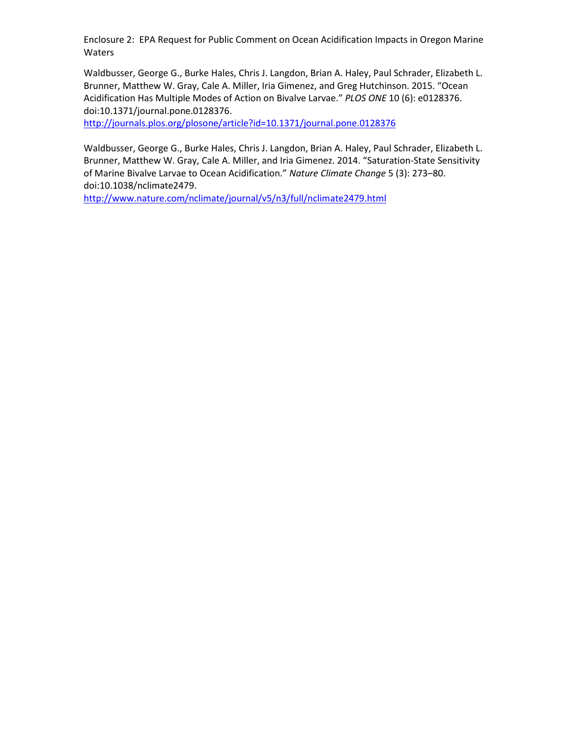Enclosure 2: EPA Request for Public Comment on Ocean Acidification Impacts in Oregon Marine Waters

Waldbusser, George G., Burke Hales, Chris J. Langdon, Brian A. Haley, Paul Schrader, Elizabeth L. Brunner, Matthew W. Gray, Cale A. Miller, Iria Gimenez, and Greg Hutchinson. 2015. "Ocean Acidification Has Multiple Modes of Action on Bivalve Larvae." *PLOS ONE* 10 (6): e0128376. doi:10.1371/journal.pone.0128376.
http://journals.plos.org/plosone/article?id=10.1371/journal.pone.0128376

Waldbusser, George G., Burke Hales, Chris J. Langdon, Brian A. Haley, Paul Schrader, Elizabeth L. Brunner, Matthew W. Gray, Cale A. Miller, and Iria Gimenez. 2014. "Saturation-State Sensitivity of Marine Bivalve Larvae to Ocean Acidification." *Nature Climate Change* 5 (3): 273–80. doi:10.1038/nclimate2479.
http://www.nature.com/nclimate/journal/v5/n3/full/nclimate2479.html